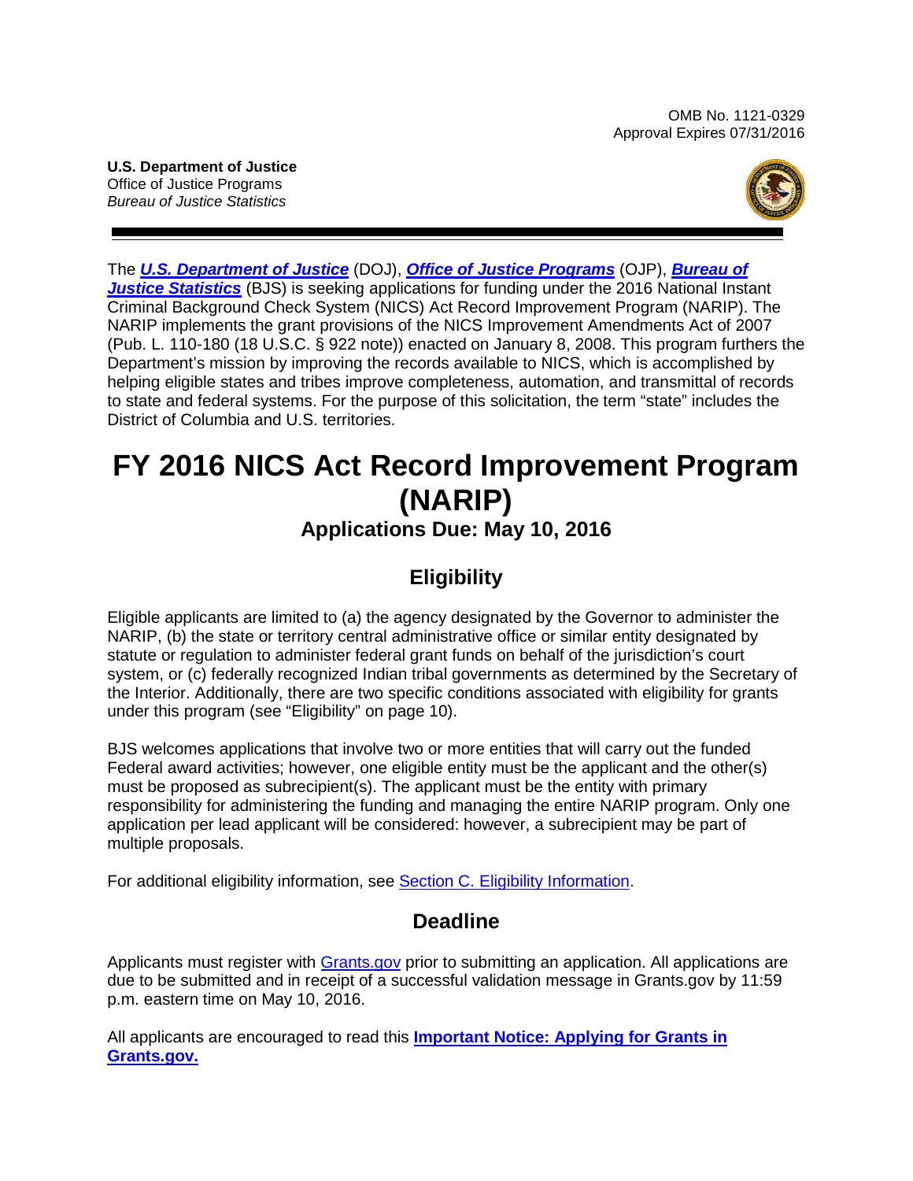OMB No. 1121-0329
Approval Expires 07/31/2016

**U.S. Department of Justice**
Office of Justice Programs
*Bureau of Justice Statistics*

The ***U.S. Department of Justice*** (DOJ), ***Office of Justice Programs*** (OJP), ***Bureau of Justice Statistics*** (BJS) is seeking applications for funding under the 2016 National Instant Criminal Background Check System (NICS) Act Record Improvement Program (NARIP). The NARIP implements the grant provisions of the NICS Improvement Amendments Act of 2007 (Pub. L. 110-180 (18 U.S.C. § 922 note)) enacted on January 8, 2008. This program furthers the Department's mission by improving the records available to NICS, which is accomplished by helping eligible states and tribes improve completeness, automation, and transmittal of records to state and federal systems. For the purpose of this solicitation, the term "state" includes the District of Columbia and U.S. territories.

# FY 2016 NICS Act Record Improvement Program (NARIP)

### Applications Due: May 10, 2016

## Eligibility

Eligible applicants are limited to (a) the agency designated by the Governor to administer the NARIP, (b) the state or territory central administrative office or similar entity designated by statute or regulation to administer federal grant funds on behalf of the jurisdiction's court system, or (c) federally recognized Indian tribal governments as determined by the Secretary of the Interior. Additionally, there are two specific conditions associated with eligibility for grants under this program (see "Eligibility" on page 10).

BJS welcomes applications that involve two or more entities that will carry out the funded Federal award activities; however, one eligible entity must be the applicant and the other(s) must be proposed as subrecipient(s). The applicant must be the entity with primary responsibility for administering the funding and managing the entire NARIP program. Only one application per lead applicant will be considered: however, a subrecipient may be part of multiple proposals.

For additional eligibility information, see Section C. Eligibility Information.

## Deadline

Applicants must register with Grants.gov prior to submitting an application. All applications are due to be submitted and in receipt of a successful validation message in Grants.gov by 11:59 p.m. eastern time on May 10, 2016.

All applicants are encouraged to read this **Important Notice: Applying for Grants in Grants.gov.**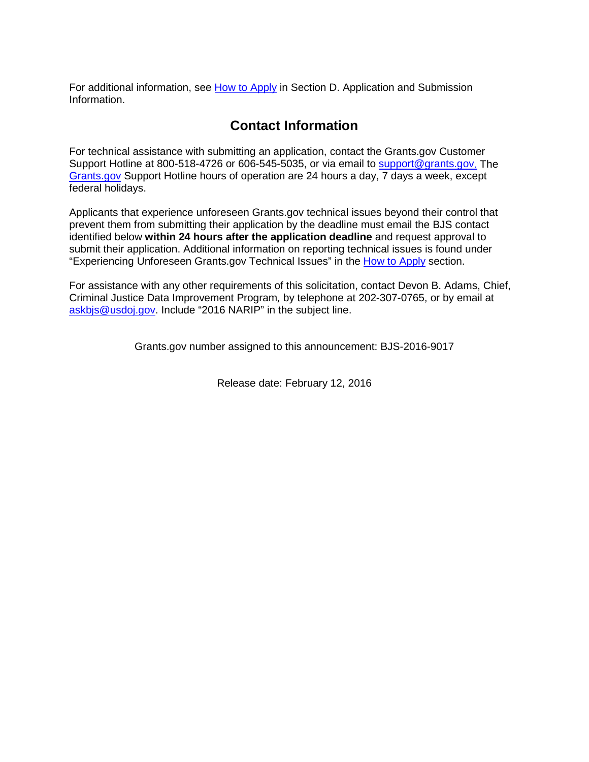For additional information, see How to Apply in Section D. Application and Submission Information.

## Contact Information

For technical assistance with submitting an application, contact the Grants.gov Customer Support Hotline at 800-518-4726 or 606-545-5035, or via email to support@grants.gov. The Grants.gov Support Hotline hours of operation are 24 hours a day, 7 days a week, except federal holidays.

Applicants that experience unforeseen Grants.gov technical issues beyond their control that prevent them from submitting their application by the deadline must email the BJS contact identified below **within 24 hours after the application deadline** and request approval to submit their application. Additional information on reporting technical issues is found under "Experiencing Unforeseen Grants.gov Technical Issues" in the How to Apply section.

For assistance with any other requirements of this solicitation, contact Devon B. Adams, Chief, Criminal Justice Data Improvement Program, by telephone at 202-307-0765, or by email at askbjs@usdoj.gov. Include "2016 NARIP" in the subject line.

Grants.gov number assigned to this announcement: BJS-2016-9017

Release date: February 12, 2016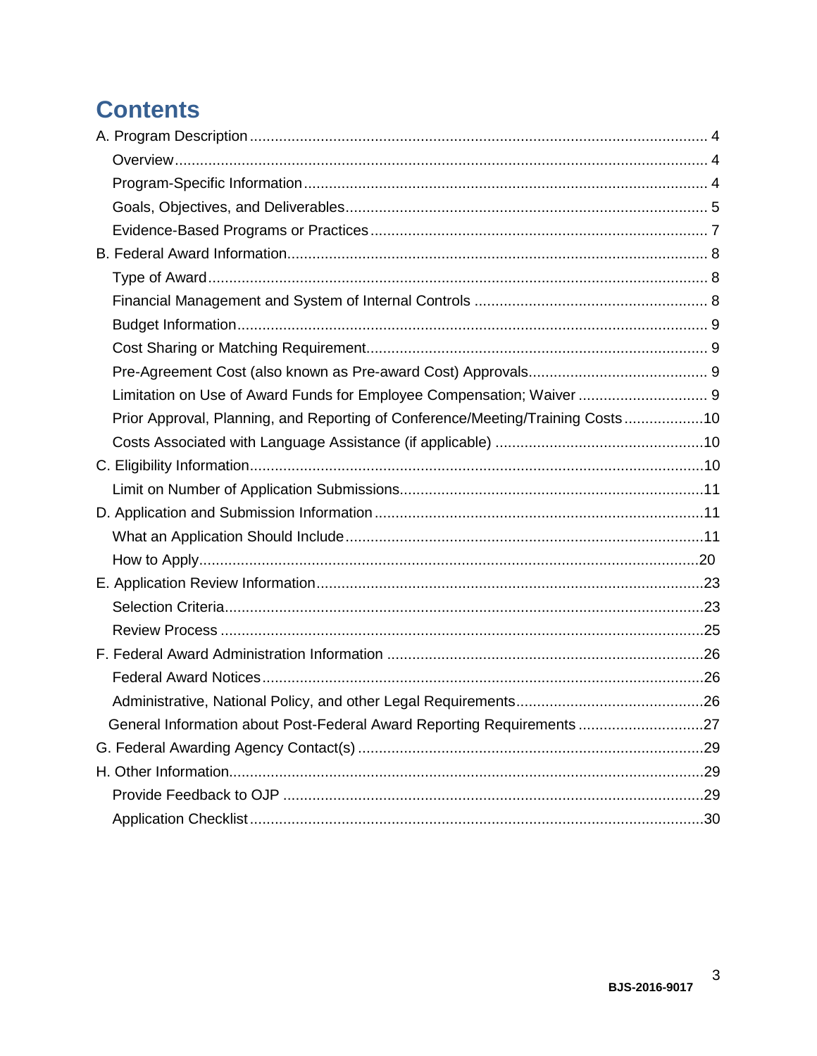# Contents

A. Program Description ........................................................................................................ 4

- Overview .......................................................................................................................... 4
- Program-Specific Information ........................................................................................... 4
- Goals, Objectives, and Deliverables ................................................................................. 5
- Evidence-Based Programs or Practices ............................................................................ 7

B. Federal Award Information ............................................................................................... 8

- Type of Award .................................................................................................................. 8
- Financial Management and System of Internal Controls .................................................. 8
- Budget Information ........................................................................................................... 9
- Cost Sharing or Matching Requirement ............................................................................. 9
- Pre-Agreement Cost (also known as Pre-award Cost) Approvals ...................................... 9
- Limitation on Use of Award Funds for Employee Compensation; Waiver .......................... 9
- Prior Approval, Planning, and Reporting of Conference/Meeting/Training Costs ..............10
- Costs Associated with Language Assistance (if applicable) .............................................10

C. Eligibility Information .......................................................................................................10

- Limit on Number of Application Submissions ....................................................................11

D. Application and Submission Information .........................................................................11

- What an Application Should Include .................................................................................11
- How to Apply ....................................................................................................................20

E. Application Review Information .......................................................................................23

- Selection Criteria ..............................................................................................................23
- Review Process ................................................................................................................25

F. Federal Award Administration Information .......................................................................26

- Federal Award Notices .....................................................................................................26
- Administrative, National Policy, and other Legal Requirements ........................................26
- General Information about Post-Federal Award Reporting Requirements .........................27

G. Federal Awarding Agency Contact(s) ..............................................................................29

H. Other Information .............................................................................................................29

- Provide Feedback to OJP .................................................................................................29
- Application Checklist ........................................................................................................30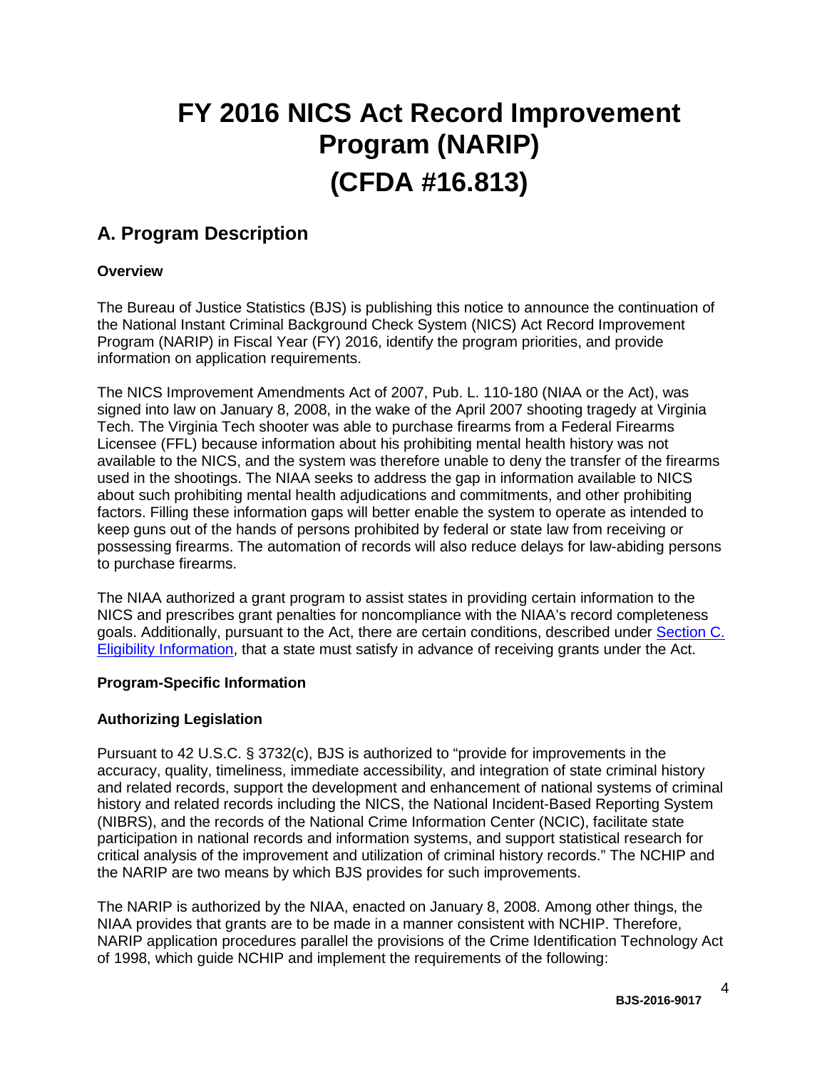# FY 2016 NICS Act Record Improvement Program (NARIP) (CFDA #16.813)

## A. Program Description

### Overview

The Bureau of Justice Statistics (BJS) is publishing this notice to announce the continuation of the National Instant Criminal Background Check System (NICS) Act Record Improvement Program (NARIP) in Fiscal Year (FY) 2016, identify the program priorities, and provide information on application requirements.

The NICS Improvement Amendments Act of 2007, Pub. L. 110-180 (NIAA or the Act), was signed into law on January 8, 2008, in the wake of the April 2007 shooting tragedy at Virginia Tech. The Virginia Tech shooter was able to purchase firearms from a Federal Firearms Licensee (FFL) because information about his prohibiting mental health history was not available to the NICS, and the system was therefore unable to deny the transfer of the firearms used in the shootings. The NIAA seeks to address the gap in information available to NICS about such prohibiting mental health adjudications and commitments, and other prohibiting factors. Filling these information gaps will better enable the system to operate as intended to keep guns out of the hands of persons prohibited by federal or state law from receiving or possessing firearms. The automation of records will also reduce delays for law-abiding persons to purchase firearms.

The NIAA authorized a grant program to assist states in providing certain information to the NICS and prescribes grant penalties for noncompliance with the NIAA's record completeness goals. Additionally, pursuant to the Act, there are certain conditions, described under Section C. Eligibility Information, that a state must satisfy in advance of receiving grants under the Act.

### Program-Specific Information

### Authorizing Legislation

Pursuant to 42 U.S.C. § 3732(c), BJS is authorized to "provide for improvements in the accuracy, quality, timeliness, immediate accessibility, and integration of state criminal history and related records, support the development and enhancement of national systems of criminal history and related records including the NICS, the National Incident-Based Reporting System (NIBRS), and the records of the National Crime Information Center (NCIC), facilitate state participation in national records and information systems, and support statistical research for critical analysis of the improvement and utilization of criminal history records." The NCHIP and the NARIP are two means by which BJS provides for such improvements.

The NARIP is authorized by the NIAA, enacted on January 8, 2008. Among other things, the NIAA provides that grants are to be made in a manner consistent with NCHIP. Therefore, NARIP application procedures parallel the provisions of the Crime Identification Technology Act of 1998, which guide NCHIP and implement the requirements of the following: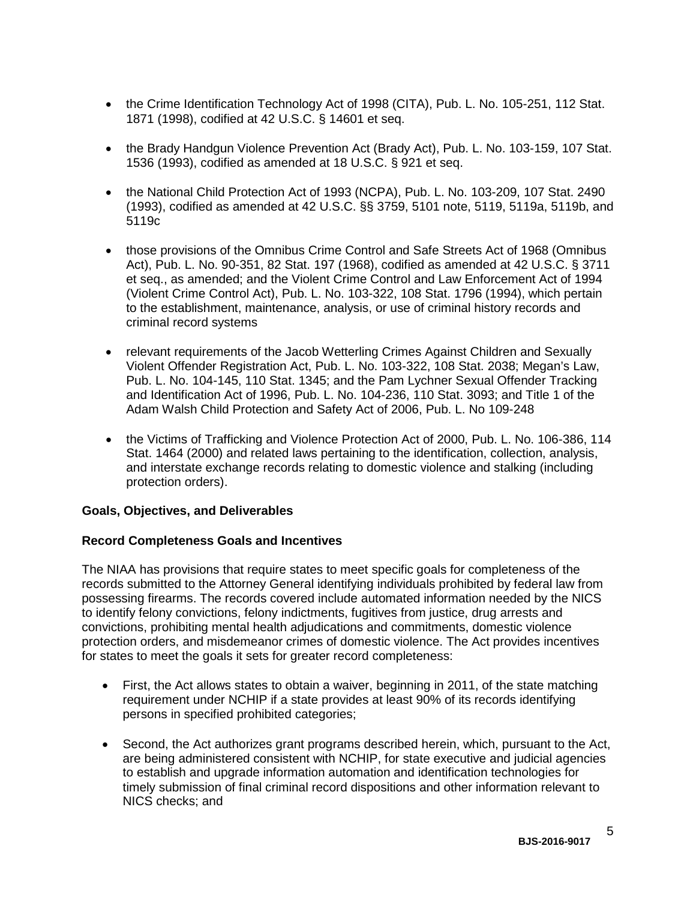- the Crime Identification Technology Act of 1998 (CITA), Pub. L. No. 105-251, 112 Stat. 1871 (1998), codified at 42 U.S.C. § 14601 et seq.

- the Brady Handgun Violence Prevention Act (Brady Act), Pub. L. No. 103-159, 107 Stat. 1536 (1993), codified as amended at 18 U.S.C. § 921 et seq.

- the National Child Protection Act of 1993 (NCPA), Pub. L. No. 103-209, 107 Stat. 2490 (1993), codified as amended at 42 U.S.C. §§ 3759, 5101 note, 5119, 5119a, 5119b, and 5119c

- those provisions of the Omnibus Crime Control and Safe Streets Act of 1968 (Omnibus Act), Pub. L. No. 90-351, 82 Stat. 197 (1968), codified as amended at 42 U.S.C. § 3711 et seq., as amended; and the Violent Crime Control and Law Enforcement Act of 1994 (Violent Crime Control Act), Pub. L. No. 103-322, 108 Stat. 1796 (1994), which pertain to the establishment, maintenance, analysis, or use of criminal history records and criminal record systems

- relevant requirements of the Jacob Wetterling Crimes Against Children and Sexually Violent Offender Registration Act, Pub. L. No. 103-322, 108 Stat. 2038; Megan's Law, Pub. L. No. 104-145, 110 Stat. 1345; and the Pam Lychner Sexual Offender Tracking and Identification Act of 1996, Pub. L. No. 104-236, 110 Stat. 3093; and Title 1 of the Adam Walsh Child Protection and Safety Act of 2006, Pub. L. No 109-248

- the Victims of Trafficking and Violence Protection Act of 2000, Pub. L. No. 106-386, 114 Stat. 1464 (2000) and related laws pertaining to the identification, collection, analysis, and interstate exchange records relating to domestic violence and stalking (including protection orders).

**Goals, Objectives, and Deliverables**

**Record Completeness Goals and Incentives**

The NIAA has provisions that require states to meet specific goals for completeness of the records submitted to the Attorney General identifying individuals prohibited by federal law from possessing firearms. The records covered include automated information needed by the NICS to identify felony convictions, felony indictments, fugitives from justice, drug arrests and convictions, prohibiting mental health adjudications and commitments, domestic violence protection orders, and misdemeanor crimes of domestic violence. The Act provides incentives for states to meet the goals it sets for greater record completeness:

- First, the Act allows states to obtain a waiver, beginning in 2011, of the state matching requirement under NCHIP if a state provides at least 90% of its records identifying persons in specified prohibited categories;

- Second, the Act authorizes grant programs described herein, which, pursuant to the Act, are being administered consistent with NCHIP, for state executive and judicial agencies to establish and upgrade information automation and identification technologies for timely submission of final criminal record dispositions and other information relevant to NICS checks; and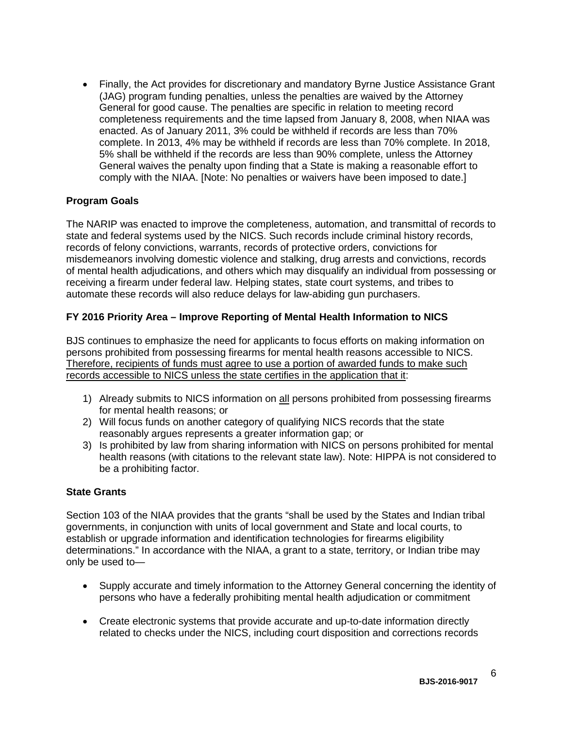- Finally, the Act provides for discretionary and mandatory Byrne Justice Assistance Grant (JAG) program funding penalties, unless the penalties are waived by the Attorney General for good cause. The penalties are specific in relation to meeting record completeness requirements and the time lapsed from January 8, 2008, when NIAA was enacted. As of January 2011, 3% could be withheld if records are less than 70% complete. In 2013, 4% may be withheld if records are less than 70% complete. In 2018, 5% shall be withheld if the records are less than 90% complete, unless the Attorney General waives the penalty upon finding that a State is making a reasonable effort to comply with the NIAA. [Note: No penalties or waivers have been imposed to date.]

**Program Goals**

The NARIP was enacted to improve the completeness, automation, and transmittal of records to state and federal systems used by the NICS. Such records include criminal history records, records of felony convictions, warrants, records of protective orders, convictions for misdemeanors involving domestic violence and stalking, drug arrests and convictions, records of mental health adjudications, and others which may disqualify an individual from possessing or receiving a firearm under federal law. Helping states, state court systems, and tribes to automate these records will also reduce delays for law-abiding gun purchasers.

**FY 2016 Priority Area – Improve Reporting of Mental Health Information to NICS**

BJS continues to emphasize the need for applicants to focus efforts on making information on persons prohibited from possessing firearms for mental health reasons accessible to NICS. <u>Therefore, recipients of funds must agree to use a portion of awarded funds to make such records accessible to NICS unless the state certifies in the application that it</u>:

1) Already submits to NICS information on <u>all</u> persons prohibited from possessing firearms for mental health reasons; or
2) Will focus funds on another category of qualifying NICS records that the state reasonably argues represents a greater information gap; or
3) Is prohibited by law from sharing information with NICS on persons prohibited for mental health reasons (with citations to the relevant state law). Note: HIPPA is not considered to be a prohibiting factor.

**State Grants**

Section 103 of the NIAA provides that the grants "shall be used by the States and Indian tribal governments, in conjunction with units of local government and State and local courts, to establish or upgrade information and identification technologies for firearms eligibility determinations." In accordance with the NIAA, a grant to a state, territory, or Indian tribe may only be used to—

- Supply accurate and timely information to the Attorney General concerning the identity of persons who have a federally prohibiting mental health adjudication or commitment

- Create electronic systems that provide accurate and up-to-date information directly related to checks under the NICS, including court disposition and corrections records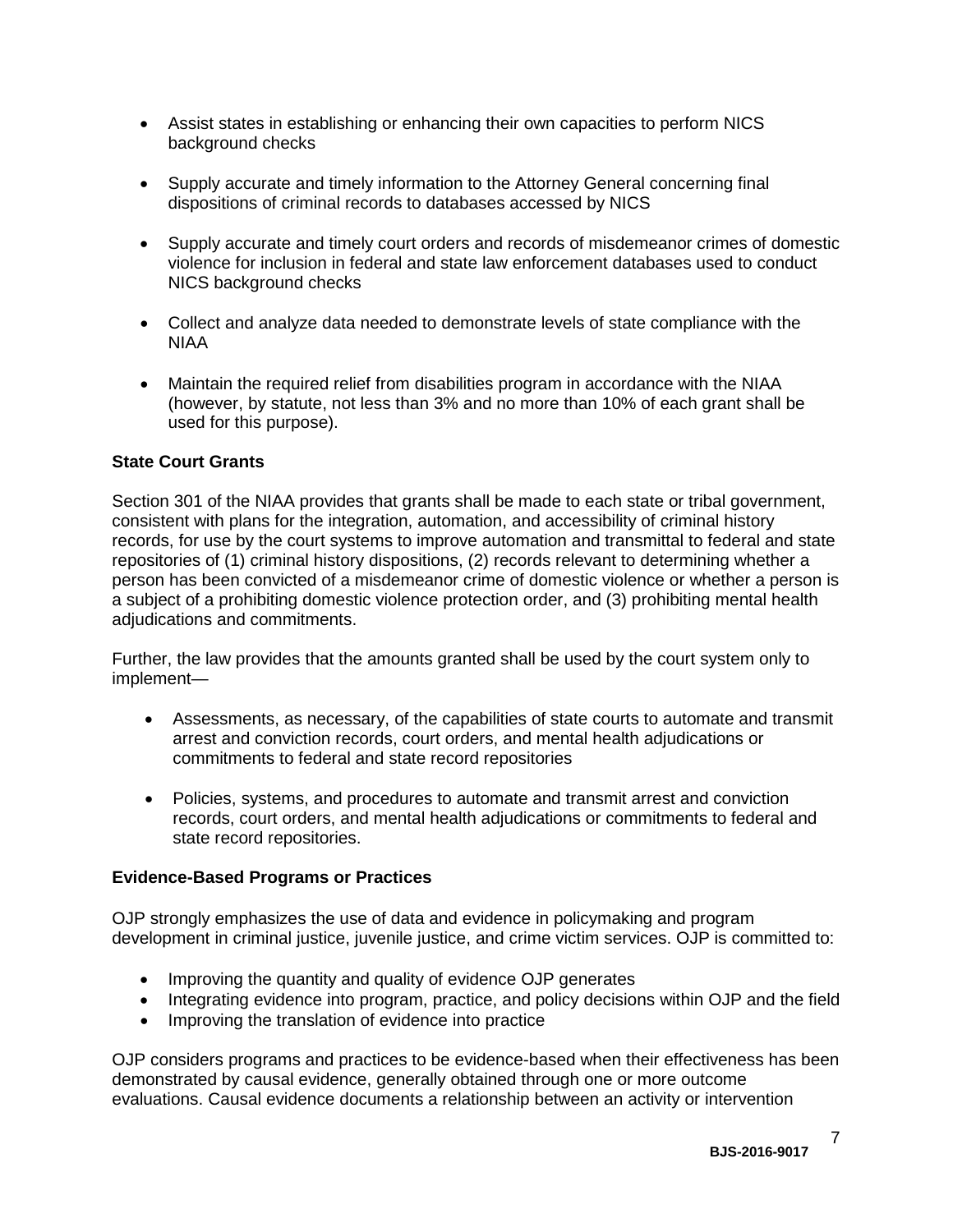- Assist states in establishing or enhancing their own capacities to perform NICS background checks
- Supply accurate and timely information to the Attorney General concerning final dispositions of criminal records to databases accessed by NICS
- Supply accurate and timely court orders and records of misdemeanor crimes of domestic violence for inclusion in federal and state law enforcement databases used to conduct NICS background checks
- Collect and analyze data needed to demonstrate levels of state compliance with the NIAA
- Maintain the required relief from disabilities program in accordance with the NIAA (however, by statute, not less than 3% and no more than 10% of each grant shall be used for this purpose).

**State Court Grants**

Section 301 of the NIAA provides that grants shall be made to each state or tribal government, consistent with plans for the integration, automation, and accessibility of criminal history records, for use by the court systems to improve automation and transmittal to federal and state repositories of (1) criminal history dispositions, (2) records relevant to determining whether a person has been convicted of a misdemeanor crime of domestic violence or whether a person is a subject of a prohibiting domestic violence protection order, and (3) prohibiting mental health adjudications and commitments.

Further, the law provides that the amounts granted shall be used by the court system only to implement—

- Assessments, as necessary, of the capabilities of state courts to automate and transmit arrest and conviction records, court orders, and mental health adjudications or commitments to federal and state record repositories
- Policies, systems, and procedures to automate and transmit arrest and conviction records, court orders, and mental health adjudications or commitments to federal and state record repositories.

**Evidence-Based Programs or Practices**

OJP strongly emphasizes the use of data and evidence in policymaking and program development in criminal justice, juvenile justice, and crime victim services. OJP is committed to:

- Improving the quantity and quality of evidence OJP generates
- Integrating evidence into program, practice, and policy decisions within OJP and the field
- Improving the translation of evidence into practice

OJP considers programs and practices to be evidence-based when their effectiveness has been demonstrated by causal evidence, generally obtained through one or more outcome evaluations. Causal evidence documents a relationship between an activity or intervention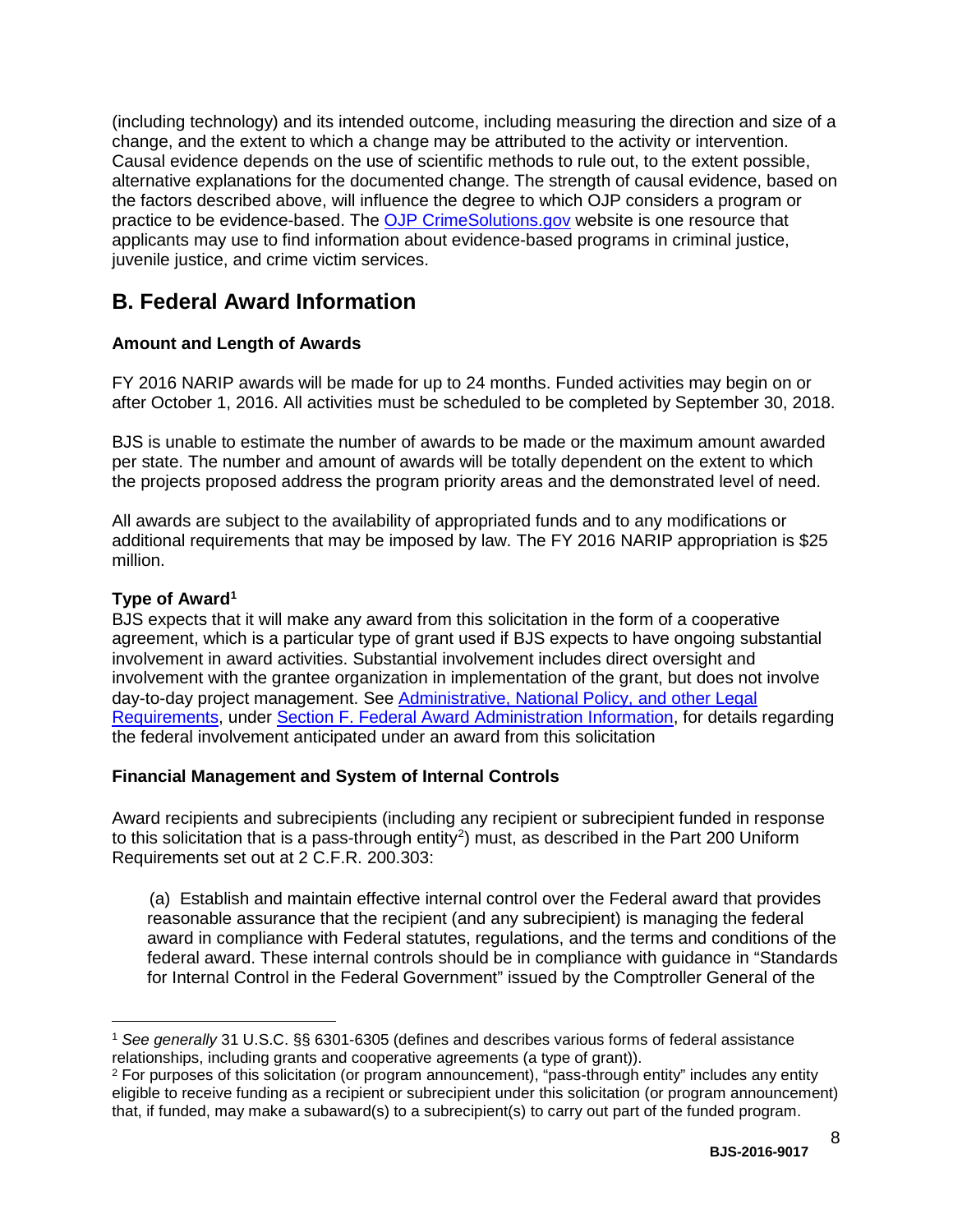(including technology) and its intended outcome, including measuring the direction and size of a change, and the extent to which a change may be attributed to the activity or intervention. Causal evidence depends on the use of scientific methods to rule out, to the extent possible, alternative explanations for the documented change. The strength of causal evidence, based on the factors described above, will influence the degree to which OJP considers a program or practice to be evidence-based. The OJP CrimeSolutions.gov website is one resource that applicants may use to find information about evidence-based programs in criminal justice, juvenile justice, and crime victim services.

## B. Federal Award Information

**Amount and Length of Awards**

FY 2016 NARIP awards will be made for up to 24 months. Funded activities may begin on or after October 1, 2016. All activities must be scheduled to be completed by September 30, 2018.

BJS is unable to estimate the number of awards to be made or the maximum amount awarded per state. The number and amount of awards will be totally dependent on the extent to which the projects proposed address the program priority areas and the demonstrated level of need.

All awards are subject to the availability of appropriated funds and to any modifications or additional requirements that may be imposed by law. The FY 2016 NARIP appropriation is $25 million.

**Type of Award[1]**

BJS expects that it will make any award from this solicitation in the form of a cooperative agreement, which is a particular type of grant used if BJS expects to have ongoing substantial involvement in award activities. Substantial involvement includes direct oversight and involvement with the grantee organization in implementation of the grant, but does not involve day-to-day project management. See Administrative, National Policy, and other Legal Requirements, under Section F. Federal Award Administration Information, for details regarding the federal involvement anticipated under an award from this solicitation

**Financial Management and System of Internal Controls**

Award recipients and subrecipients (including any recipient or subrecipient funded in response to this solicitation that is a pass-through entity[2]) must, as described in the Part 200 Uniform Requirements set out at 2 C.F.R. 200.303:

(a) Establish and maintain effective internal control over the Federal award that provides reasonable assurance that the recipient (and any subrecipient) is managing the federal award in compliance with Federal statutes, regulations, and the terms and conditions of the federal award. These internal controls should be in compliance with guidance in "Standards for Internal Control in the Federal Government" issued by the Comptroller General of the

[1] *See generally* 31 U.S.C. §§ 6301-6305 (defines and describes various forms of federal assistance relationships, including grants and cooperative agreements (a type of grant)).

[2] For purposes of this solicitation (or program announcement), "pass-through entity" includes any entity eligible to receive funding as a recipient or subrecipient under this solicitation (or program announcement) that, if funded, may make a subaward(s) to a subrecipient(s) to carry out part of the funded program.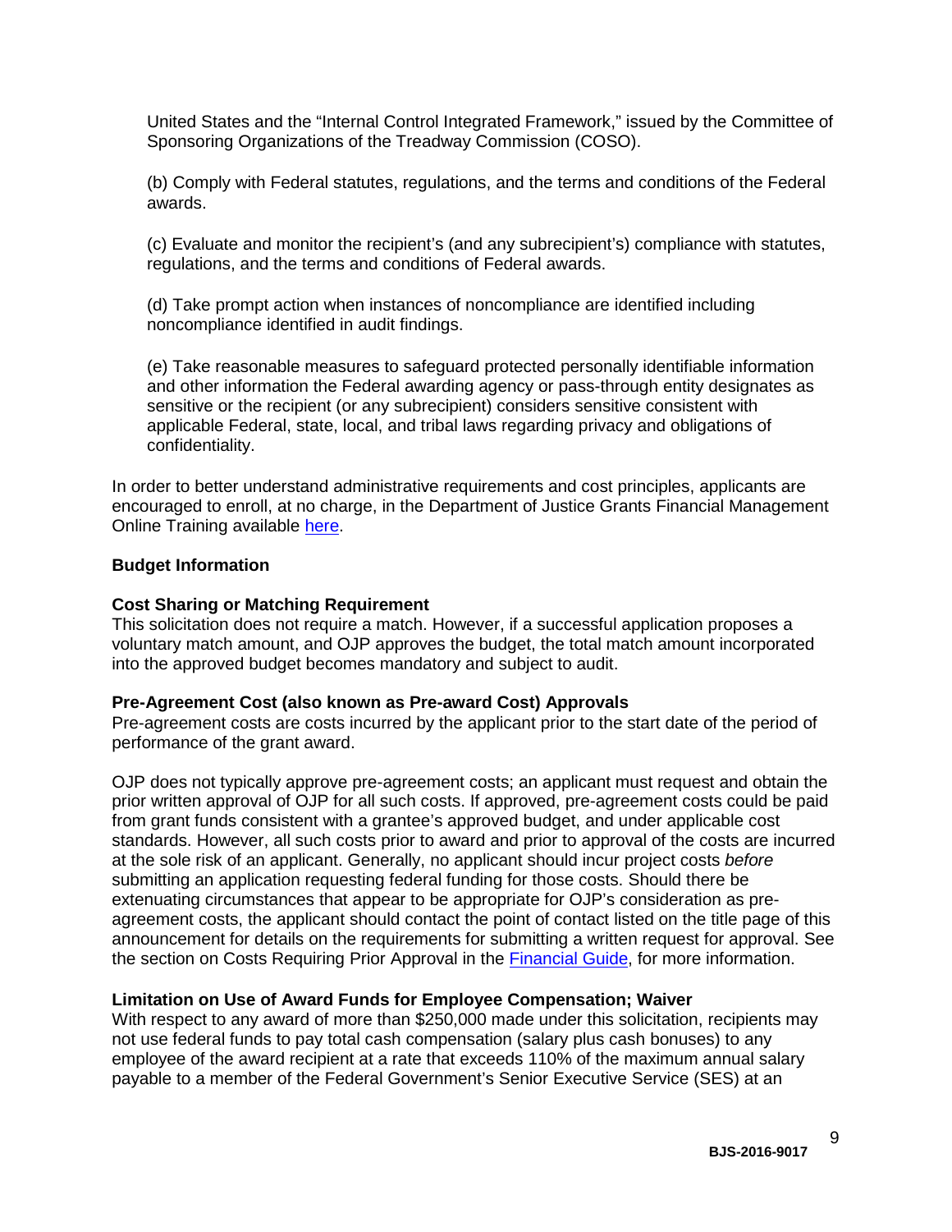United States and the "Internal Control Integrated Framework," issued by the Committee of Sponsoring Organizations of the Treadway Commission (COSO).

(b) Comply with Federal statutes, regulations, and the terms and conditions of the Federal awards.

(c) Evaluate and monitor the recipient's (and any subrecipient's) compliance with statutes, regulations, and the terms and conditions of Federal awards.

(d) Take prompt action when instances of noncompliance are identified including noncompliance identified in audit findings.

(e) Take reasonable measures to safeguard protected personally identifiable information and other information the Federal awarding agency or pass-through entity designates as sensitive or the recipient (or any subrecipient) considers sensitive consistent with applicable Federal, state, local, and tribal laws regarding privacy and obligations of confidentiality.

In order to better understand administrative requirements and cost principles, applicants are encouraged to enroll, at no charge, in the Department of Justice Grants Financial Management Online Training available here.

**Budget Information**

**Cost Sharing or Matching Requirement**
This solicitation does not require a match. However, if a successful application proposes a voluntary match amount, and OJP approves the budget, the total match amount incorporated into the approved budget becomes mandatory and subject to audit.

**Pre-Agreement Cost (also known as Pre-award Cost) Approvals**
Pre-agreement costs are costs incurred by the applicant prior to the start date of the period of performance of the grant award.

OJP does not typically approve pre-agreement costs; an applicant must request and obtain the prior written approval of OJP for all such costs. If approved, pre-agreement costs could be paid from grant funds consistent with a grantee's approved budget, and under applicable cost standards. However, all such costs prior to award and prior to approval of the costs are incurred at the sole risk of an applicant. Generally, no applicant should incur project costs *before* submitting an application requesting federal funding for those costs. Should there be extenuating circumstances that appear to be appropriate for OJP's consideration as pre-agreement costs, the applicant should contact the point of contact listed on the title page of this announcement for details on the requirements for submitting a written request for approval. See the section on Costs Requiring Prior Approval in the Financial Guide, for more information.

**Limitation on Use of Award Funds for Employee Compensation; Waiver**
With respect to any award of more than $250,000 made under this solicitation, recipients may not use federal funds to pay total cash compensation (salary plus cash bonuses) to any employee of the award recipient at a rate that exceeds 110% of the maximum annual salary payable to a member of the Federal Government's Senior Executive Service (SES) at an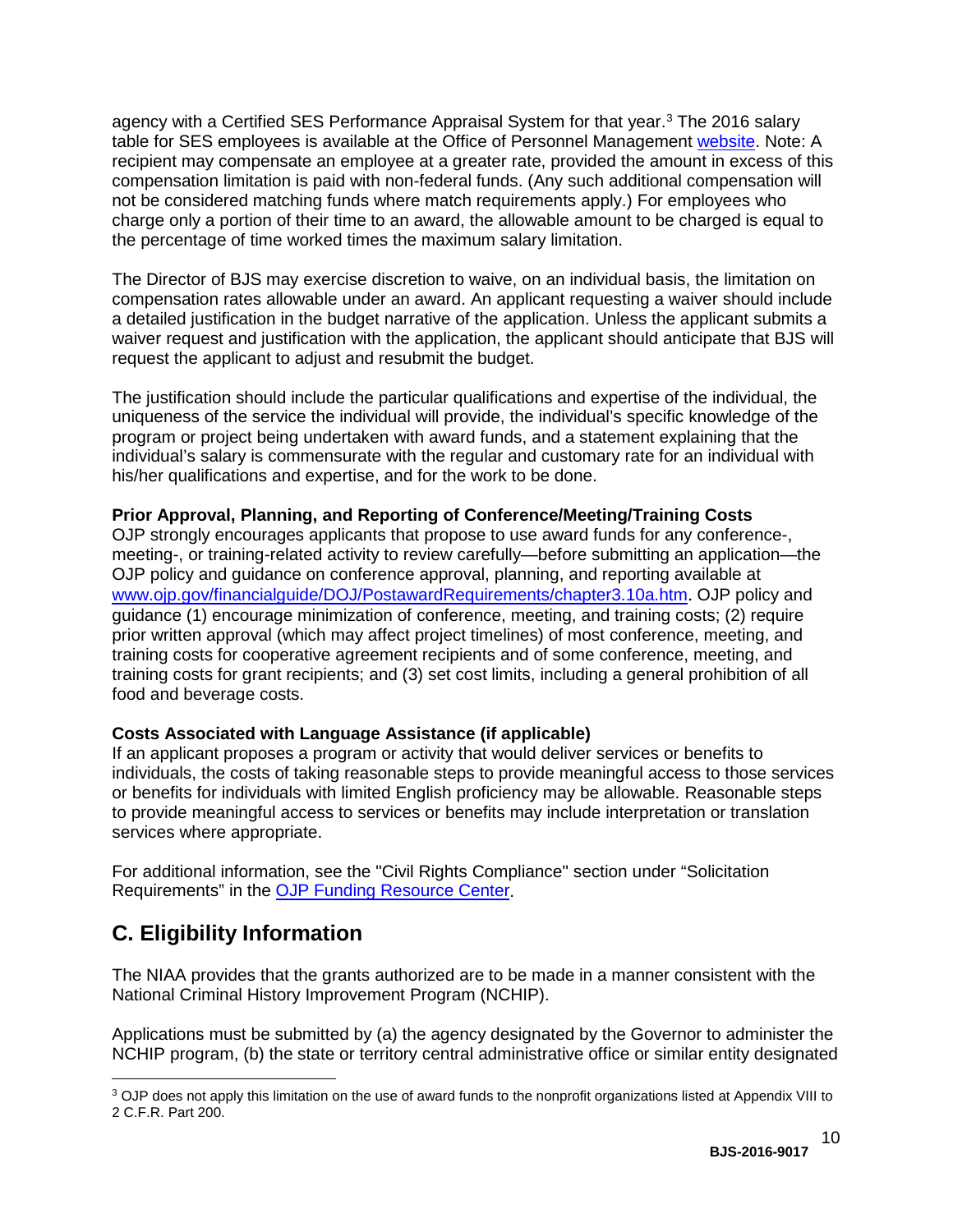agency with a Certified SES Performance Appraisal System for that year.[3] The 2016 salary table for SES employees is available at the Office of Personnel Management website. Note: A recipient may compensate an employee at a greater rate, provided the amount in excess of this compensation limitation is paid with non-federal funds. (Any such additional compensation will not be considered matching funds where match requirements apply.) For employees who charge only a portion of their time to an award, the allowable amount to be charged is equal to the percentage of time worked times the maximum salary limitation.

The Director of BJS may exercise discretion to waive, on an individual basis, the limitation on compensation rates allowable under an award. An applicant requesting a waiver should include a detailed justification in the budget narrative of the application. Unless the applicant submits a waiver request and justification with the application, the applicant should anticipate that BJS will request the applicant to adjust and resubmit the budget.

The justification should include the particular qualifications and expertise of the individual, the uniqueness of the service the individual will provide, the individual's specific knowledge of the program or project being undertaken with award funds, and a statement explaining that the individual's salary is commensurate with the regular and customary rate for an individual with his/her qualifications and expertise, and for the work to be done.

**Prior Approval, Planning, and Reporting of Conference/Meeting/Training Costs**
OJP strongly encourages applicants that propose to use award funds for any conference-, meeting-, or training-related activity to review carefully—before submitting an application—the OJP policy and guidance on conference approval, planning, and reporting available at www.ojp.gov/financialguide/DOJ/PostawardRequirements/chapter3.10a.htm. OJP policy and guidance (1) encourage minimization of conference, meeting, and training costs; (2) require prior written approval (which may affect project timelines) of most conference, meeting, and training costs for cooperative agreement recipients and of some conference, meeting, and training costs for grant recipients; and (3) set cost limits, including a general prohibition of all food and beverage costs.

**Costs Associated with Language Assistance (if applicable)**
If an applicant proposes a program or activity that would deliver services or benefits to individuals, the costs of taking reasonable steps to provide meaningful access to those services or benefits for individuals with limited English proficiency may be allowable. Reasonable steps to provide meaningful access to services or benefits may include interpretation or translation services where appropriate.

For additional information, see the "Civil Rights Compliance" section under "Solicitation Requirements" in the OJP Funding Resource Center.

## C. Eligibility Information

The NIAA provides that the grants authorized are to be made in a manner consistent with the National Criminal History Improvement Program (NCHIP).

Applications must be submitted by (a) the agency designated by the Governor to administer the NCHIP program, (b) the state or territory central administrative office or similar entity designated

[3] OJP does not apply this limitation on the use of award funds to the nonprofit organizations listed at Appendix VIII to 2 C.F.R. Part 200.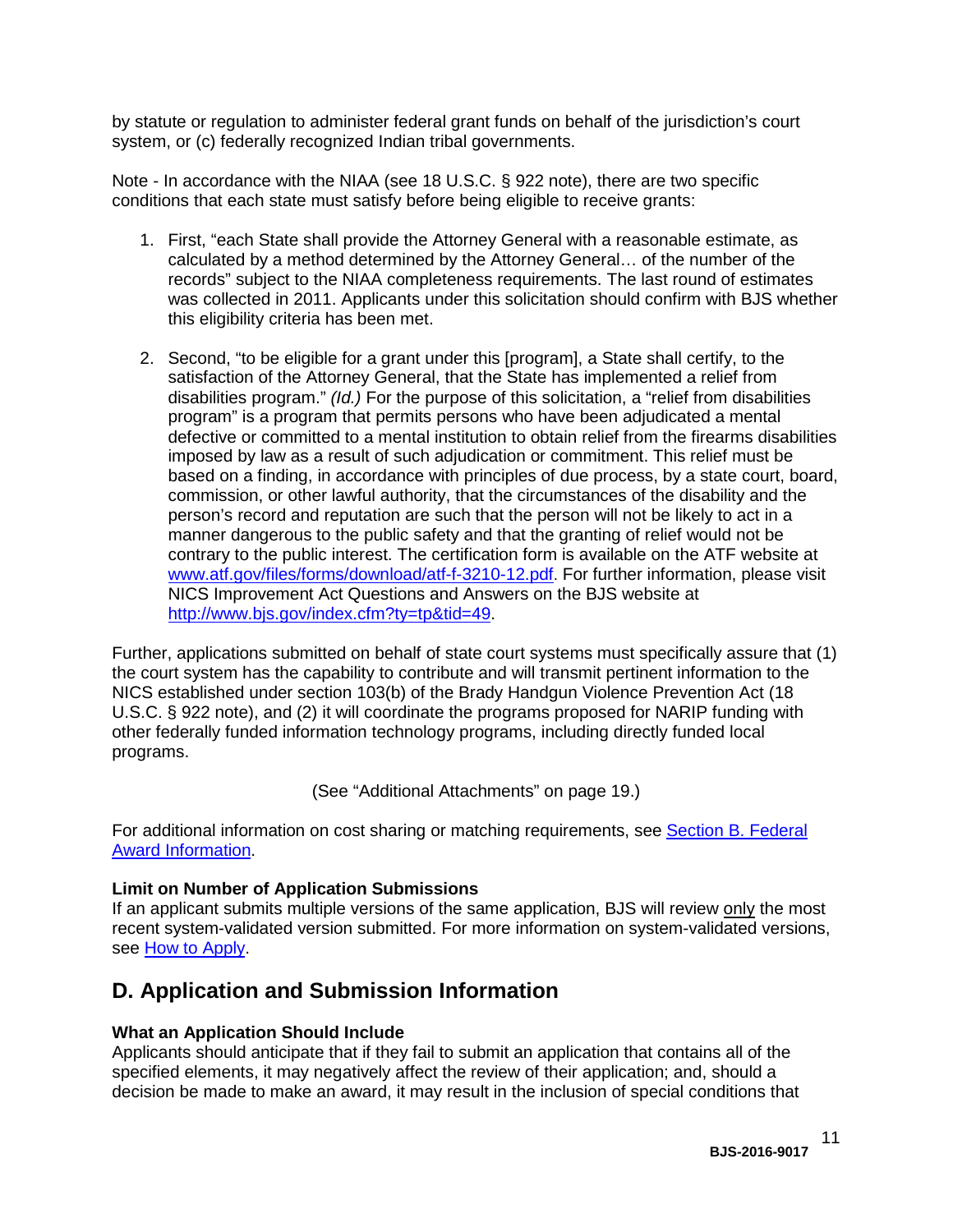by statute or regulation to administer federal grant funds on behalf of the jurisdiction's court system, or (c) federally recognized Indian tribal governments.

Note - In accordance with the NIAA (see 18 U.S.C. § 922 note), there are two specific conditions that each state must satisfy before being eligible to receive grants:

1. First, "each State shall provide the Attorney General with a reasonable estimate, as calculated by a method determined by the Attorney General… of the number of the records" subject to the NIAA completeness requirements. The last round of estimates was collected in 2011. Applicants under this solicitation should confirm with BJS whether this eligibility criteria has been met.

2. Second, "to be eligible for a grant under this [program], a State shall certify, to the satisfaction of the Attorney General, that the State has implemented a relief from disabilities program." *(Id.)* For the purpose of this solicitation, a "relief from disabilities program" is a program that permits persons who have been adjudicated a mental defective or committed to a mental institution to obtain relief from the firearms disabilities imposed by law as a result of such adjudication or commitment. This relief must be based on a finding, in accordance with principles of due process, by a state court, board, commission, or other lawful authority, that the circumstances of the disability and the person's record and reputation are such that the person will not be likely to act in a manner dangerous to the public safety and that the granting of relief would not be contrary to the public interest. The certification form is available on the ATF website at [www.atf.gov/files/forms/download/atf-f-3210-12.pdf](www.atf.gov/files/forms/download/atf-f-3210-12.pdf). For further information, please visit NICS Improvement Act Questions and Answers on the BJS website at [http://www.bjs.gov/index.cfm?ty=tp&tid=49](http://www.bjs.gov/index.cfm?ty=tp&tid=49).

Further, applications submitted on behalf of state court systems must specifically assure that (1) the court system has the capability to contribute and will transmit pertinent information to the NICS established under section 103(b) of the Brady Handgun Violence Prevention Act (18 U.S.C. § 922 note), and (2) it will coordinate the programs proposed for NARIP funding with other federally funded information technology programs, including directly funded local programs.

(See "Additional Attachments" on page 19.)

For additional information on cost sharing or matching requirements, see Section B. Federal Award Information.

**Limit on Number of Application Submissions**
If an applicant submits multiple versions of the same application, BJS will review only the most recent system-validated version submitted. For more information on system-validated versions, see How to Apply.

## D. Application and Submission Information

**What an Application Should Include**
Applicants should anticipate that if they fail to submit an application that contains all of the specified elements, it may negatively affect the review of their application; and, should a decision be made to make an award, it may result in the inclusion of special conditions that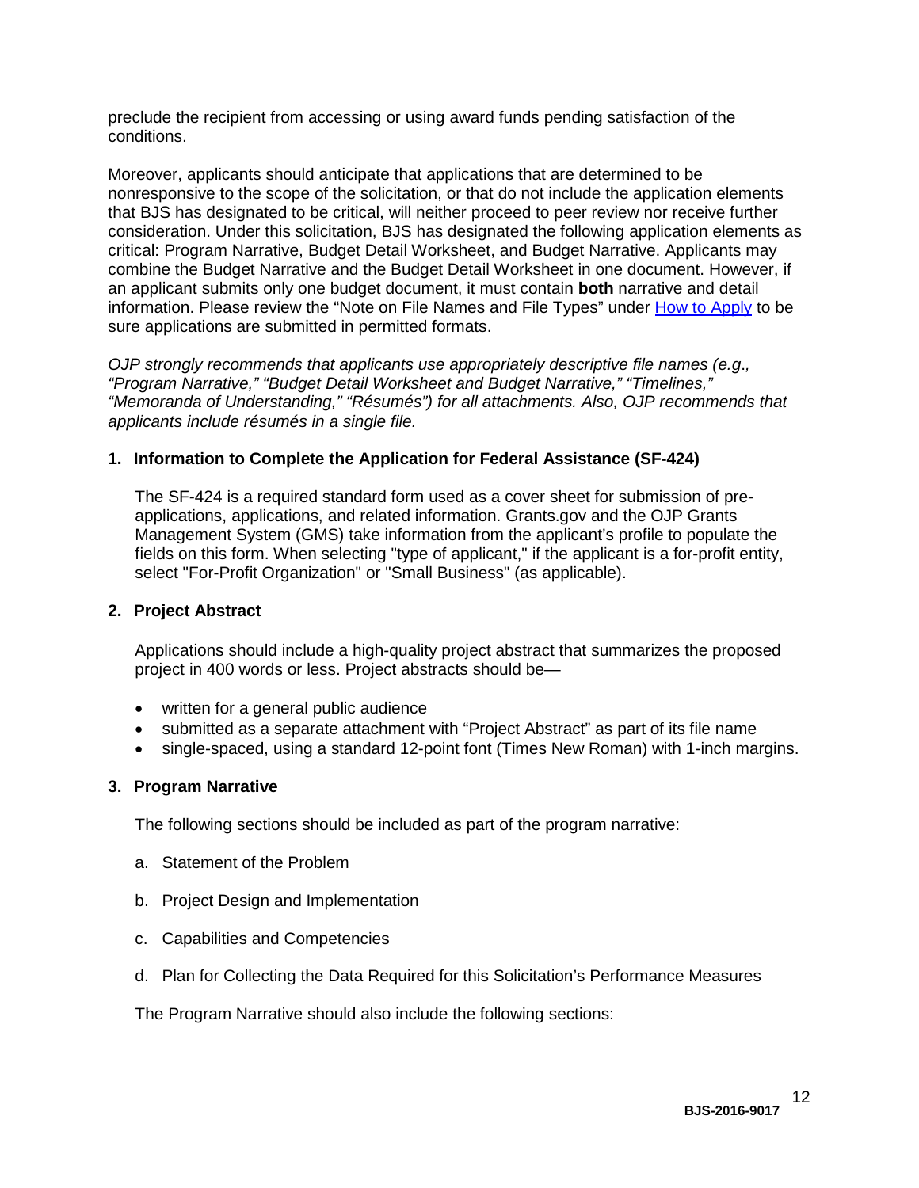preclude the recipient from accessing or using award funds pending satisfaction of the conditions.

Moreover, applicants should anticipate that applications that are determined to be nonresponsive to the scope of the solicitation, or that do not include the application elements that BJS has designated to be critical, will neither proceed to peer review nor receive further consideration. Under this solicitation, BJS has designated the following application elements as critical: Program Narrative, Budget Detail Worksheet, and Budget Narrative. Applicants may combine the Budget Narrative and the Budget Detail Worksheet in one document. However, if an applicant submits only one budget document, it must contain **both** narrative and detail information. Please review the "Note on File Names and File Types" under [How to Apply](#) to be sure applications are submitted in permitted formats.

*OJP strongly recommends that applicants use appropriately descriptive file names (e.g., "Program Narrative," "Budget Detail Worksheet and Budget Narrative," "Timelines," "Memoranda of Understanding," "Résumés") for all attachments. Also, OJP recommends that applicants include résumés in a single file.*

**1. Information to Complete the Application for Federal Assistance (SF-424)**

The SF-424 is a required standard form used as a cover sheet for submission of pre-applications, applications, and related information. Grants.gov and the OJP Grants Management System (GMS) take information from the applicant's profile to populate the fields on this form. When selecting "type of applicant," if the applicant is a for-profit entity, select "For-Profit Organization" or "Small Business" (as applicable).

**2. Project Abstract**

Applications should include a high-quality project abstract that summarizes the proposed project in 400 words or less. Project abstracts should be—

- written for a general public audience
- submitted as a separate attachment with "Project Abstract" as part of its file name
- single-spaced, using a standard 12-point font (Times New Roman) with 1-inch margins.

**3. Program Narrative**

The following sections should be included as part of the program narrative:

a. Statement of the Problem

b. Project Design and Implementation

c. Capabilities and Competencies

d. Plan for Collecting the Data Required for this Solicitation's Performance Measures

The Program Narrative should also include the following sections: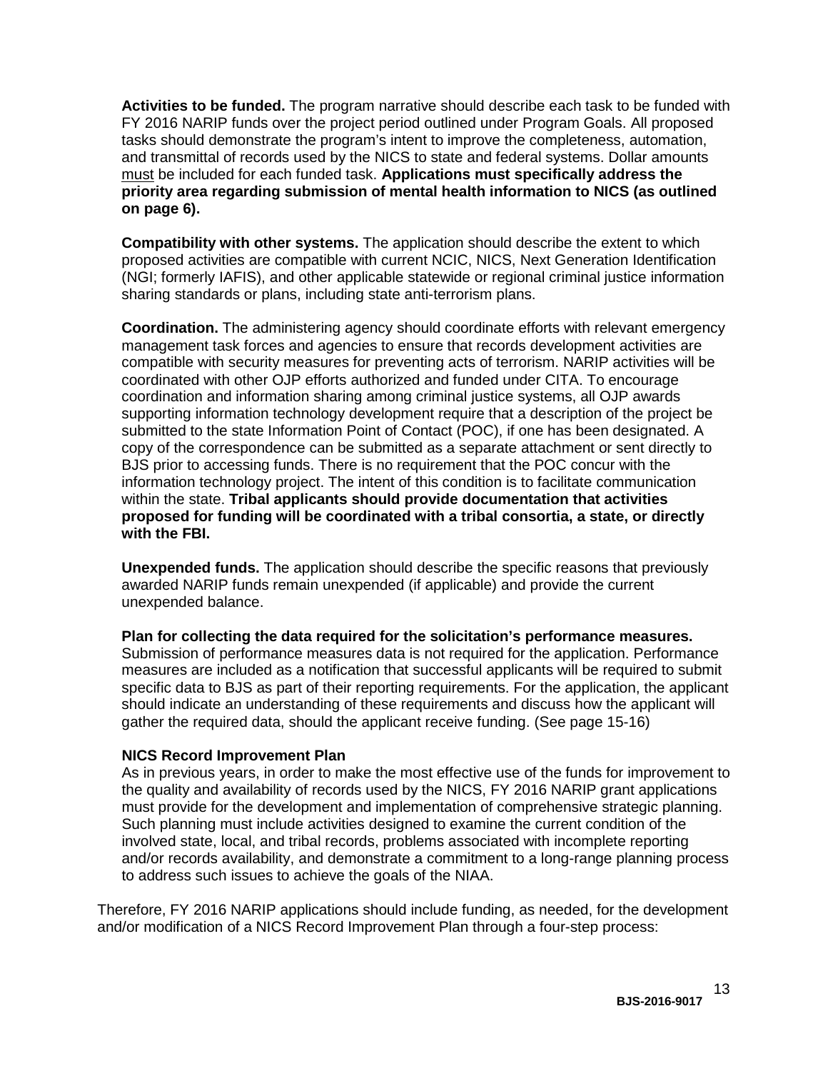**Activities to be funded.** The program narrative should describe each task to be funded with FY 2016 NARIP funds over the project period outlined under Program Goals. All proposed tasks should demonstrate the program's intent to improve the completeness, automation, and transmittal of records used by the NICS to state and federal systems. Dollar amounts must be included for each funded task. **Applications must specifically address the priority area regarding submission of mental health information to NICS (as outlined on page 6).**

**Compatibility with other systems.** The application should describe the extent to which proposed activities are compatible with current NCIC, NICS, Next Generation Identification (NGI; formerly IAFIS), and other applicable statewide or regional criminal justice information sharing standards or plans, including state anti-terrorism plans.

**Coordination.** The administering agency should coordinate efforts with relevant emergency management task forces and agencies to ensure that records development activities are compatible with security measures for preventing acts of terrorism. NARIP activities will be coordinated with other OJP efforts authorized and funded under CITA. To encourage coordination and information sharing among criminal justice systems, all OJP awards supporting information technology development require that a description of the project be submitted to the state Information Point of Contact (POC), if one has been designated. A copy of the correspondence can be submitted as a separate attachment or sent directly to BJS prior to accessing funds. There is no requirement that the POC concur with the information technology project. The intent of this condition is to facilitate communication within the state. **Tribal applicants should provide documentation that activities proposed for funding will be coordinated with a tribal consortia, a state, or directly with the FBI.**

**Unexpended funds.** The application should describe the specific reasons that previously awarded NARIP funds remain unexpended (if applicable) and provide the current unexpended balance.

**Plan for collecting the data required for the solicitation's performance measures.** Submission of performance measures data is not required for the application. Performance measures are included as a notification that successful applicants will be required to submit specific data to BJS as part of their reporting requirements. For the application, the applicant should indicate an understanding of these requirements and discuss how the applicant will gather the required data, should the applicant receive funding. (See page 15-16)

**NICS Record Improvement Plan**

As in previous years, in order to make the most effective use of the funds for improvement to the quality and availability of records used by the NICS, FY 2016 NARIP grant applications must provide for the development and implementation of comprehensive strategic planning. Such planning must include activities designed to examine the current condition of the involved state, local, and tribal records, problems associated with incomplete reporting and/or records availability, and demonstrate a commitment to a long-range planning process to address such issues to achieve the goals of the NIAA.

Therefore, FY 2016 NARIP applications should include funding, as needed, for the development and/or modification of a NICS Record Improvement Plan through a four-step process: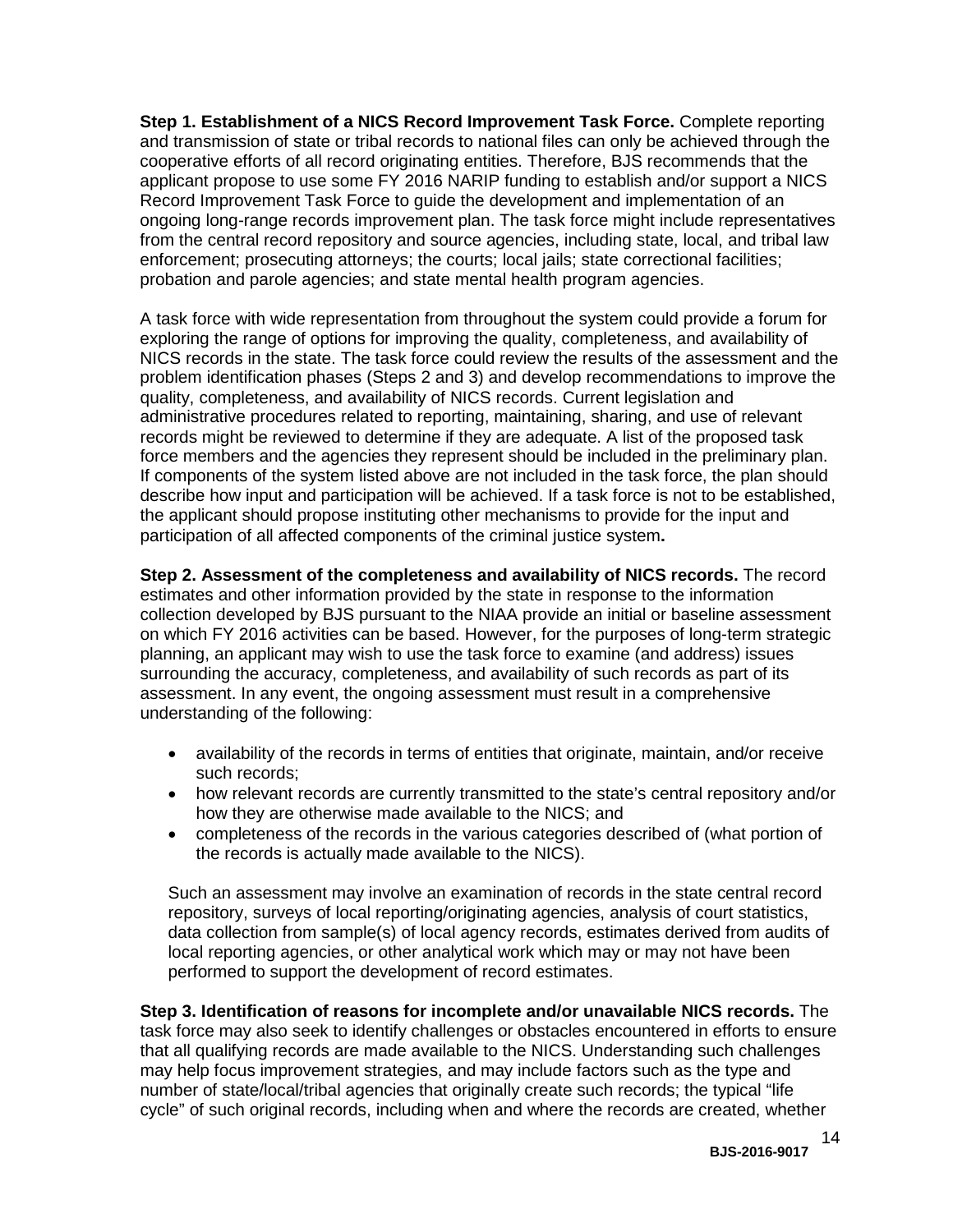**Step 1. Establishment of a NICS Record Improvement Task Force.** Complete reporting and transmission of state or tribal records to national files can only be achieved through the cooperative efforts of all record originating entities. Therefore, BJS recommends that the applicant propose to use some FY 2016 NARIP funding to establish and/or support a NICS Record Improvement Task Force to guide the development and implementation of an ongoing long-range records improvement plan. The task force might include representatives from the central record repository and source agencies, including state, local, and tribal law enforcement; prosecuting attorneys; the courts; local jails; state correctional facilities; probation and parole agencies; and state mental health program agencies.

A task force with wide representation from throughout the system could provide a forum for exploring the range of options for improving the quality, completeness, and availability of NICS records in the state. The task force could review the results of the assessment and the problem identification phases (Steps 2 and 3) and develop recommendations to improve the quality, completeness, and availability of NICS records. Current legislation and administrative procedures related to reporting, maintaining, sharing, and use of relevant records might be reviewed to determine if they are adequate. A list of the proposed task force members and the agencies they represent should be included in the preliminary plan. If components of the system listed above are not included in the task force, the plan should describe how input and participation will be achieved. If a task force is not to be established, the applicant should propose instituting other mechanisms to provide for the input and participation of all affected components of the criminal justice system**.**

**Step 2. Assessment of the completeness and availability of NICS records.** The record estimates and other information provided by the state in response to the information collection developed by BJS pursuant to the NIAA provide an initial or baseline assessment on which FY 2016 activities can be based. However, for the purposes of long-term strategic planning, an applicant may wish to use the task force to examine (and address) issues surrounding the accuracy, completeness, and availability of such records as part of its assessment. In any event, the ongoing assessment must result in a comprehensive understanding of the following:

- availability of the records in terms of entities that originate, maintain, and/or receive such records;
- how relevant records are currently transmitted to the state's central repository and/or how they are otherwise made available to the NICS; and
- completeness of the records in the various categories described of (what portion of the records is actually made available to the NICS).

Such an assessment may involve an examination of records in the state central record repository, surveys of local reporting/originating agencies, analysis of court statistics, data collection from sample(s) of local agency records, estimates derived from audits of local reporting agencies, or other analytical work which may or may not have been performed to support the development of record estimates.

**Step 3. Identification of reasons for incomplete and/or unavailable NICS records.** The task force may also seek to identify challenges or obstacles encountered in efforts to ensure that all qualifying records are made available to the NICS. Understanding such challenges may help focus improvement strategies, and may include factors such as the type and number of state/local/tribal agencies that originally create such records; the typical "life cycle" of such original records, including when and where the records are created, whether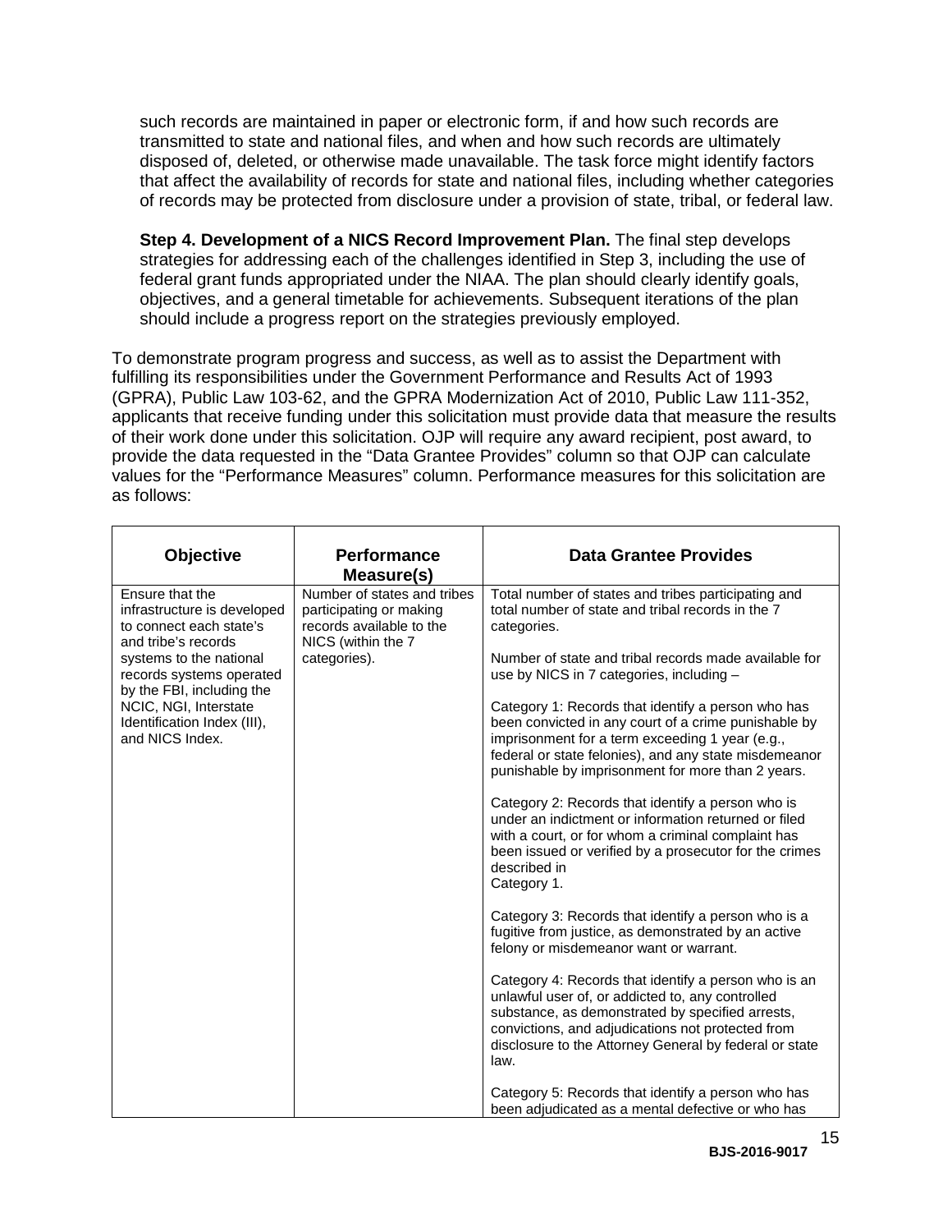such records are maintained in paper or electronic form, if and how such records are transmitted to state and national files, and when and how such records are ultimately disposed of, deleted, or otherwise made unavailable. The task force might identify factors that affect the availability of records for state and national files, including whether categories of records may be protected from disclosure under a provision of state, tribal, or federal law.

**Step 4. Development of a NICS Record Improvement Plan.** The final step develops strategies for addressing each of the challenges identified in Step 3, including the use of federal grant funds appropriated under the NIAA. The plan should clearly identify goals, objectives, and a general timetable for achievements. Subsequent iterations of the plan should include a progress report on the strategies previously employed.

To demonstrate program progress and success, as well as to assist the Department with fulfilling its responsibilities under the Government Performance and Results Act of 1993 (GPRA), Public Law 103-62, and the GPRA Modernization Act of 2010, Public Law 111-352, applicants that receive funding under this solicitation must provide data that measure the results of their work done under this solicitation. OJP will require any award recipient, post award, to provide the data requested in the "Data Grantee Provides" column so that OJP can calculate values for the "Performance Measures" column. Performance measures for this solicitation are as follows:

| Objective | Performance Measure(s) | Data Grantee Provides |
|---|---|---|
| Ensure that the infrastructure is developed to connect each state's and tribe's records systems to the national records systems operated by the FBI, including the NCIC, NGI, Interstate Identification Index (III), and NICS Index. | Number of states and tribes participating or making records available to the NICS (within the 7 categories). | Total number of states and tribes participating and total number of state and tribal records in the 7 categories.<br><br>Number of state and tribal records made available for use by NICS in 7 categories, including –<br><br>Category 1: Records that identify a person who has been convicted in any court of a crime punishable by imprisonment for a term exceeding 1 year (e.g., federal or state felonies), and any state misdemeanor punishable by imprisonment for more than 2 years.<br><br>Category 2: Records that identify a person who is under an indictment or information returned or filed with a court, or for whom a criminal complaint has been issued or verified by a prosecutor for the crimes described in Category 1.<br><br>Category 3: Records that identify a person who is a fugitive from justice, as demonstrated by an active felony or misdemeanor want or warrant.<br><br>Category 4: Records that identify a person who is an unlawful user of, or addicted to, any controlled substance, as demonstrated by specified arrests, convictions, and adjudications not protected from disclosure to the Attorney General by federal or state law.<br><br>Category 5: Records that identify a person who has been adjudicated as a mental defective or who has |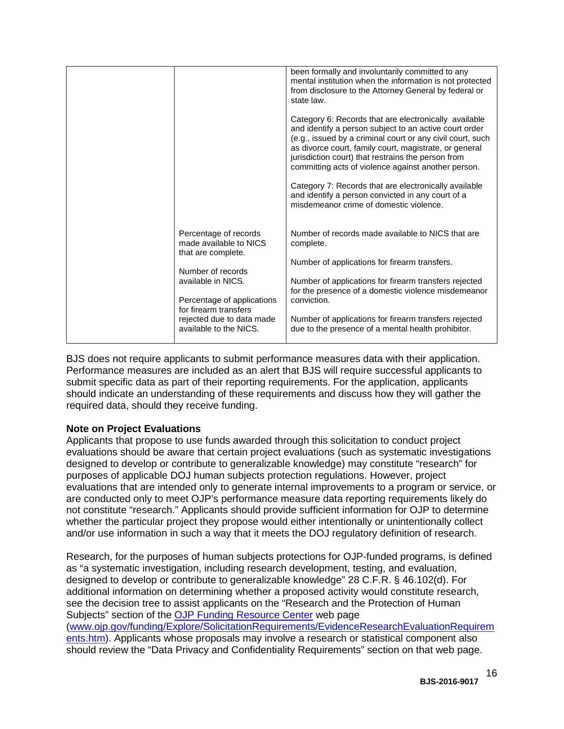| | | |
|---|---|---|
| | | been formally and involuntarily committed to any mental institution when the information is not protected from disclosure to the Attorney General by federal or state law.<br><br>Category 6: Records that are electronically available and identify a person subject to an active court order (e.g., issued by a criminal court or any civil court, such as divorce court, family court, magistrate, or general jurisdiction court) that restrains the person from committing acts of violence against another person.<br><br>Category 7: Records that are electronically available and identify a person convicted in any court of a misdemeanor crime of domestic violence. |
| | Percentage of records made available to NICS that are complete.<br><br>Number of records available in NICS.<br><br>Percentage of applications for firearm transfers rejected due to data made available to the NICS. | Number of records made available to NICS that are complete.<br><br>Number of applications for firearm transfers.<br><br>Number of applications for firearm transfers rejected for the presence of a domestic violence misdemeanor conviction.<br><br>Number of applications for firearm transfers rejected due to the presence of a mental health prohibitor. |

BJS does not require applicants to submit performance measures data with their application. Performance measures are included as an alert that BJS will require successful applicants to submit specific data as part of their reporting requirements. For the application, applicants should indicate an understanding of these requirements and discuss how they will gather the required data, should they receive funding.

**Note on Project Evaluations**

Applicants that propose to use funds awarded through this solicitation to conduct project evaluations should be aware that certain project evaluations (such as systematic investigations designed to develop or contribute to generalizable knowledge) may constitute "research" for purposes of applicable DOJ human subjects protection regulations. However, project evaluations that are intended only to generate internal improvements to a program or service, or are conducted only to meet OJP's performance measure data reporting requirements likely do not constitute "research." Applicants should provide sufficient information for OJP to determine whether the particular project they propose would either intentionally or unintentionally collect and/or use information in such a way that it meets the DOJ regulatory definition of research.

Research, for the purposes of human subjects protections for OJP-funded programs, is defined as "a systematic investigation, including research development, testing, and evaluation, designed to develop or contribute to generalizable knowledge" 28 C.F.R. § 46.102(d). For additional information on determining whether a proposed activity would constitute research, see the decision tree to assist applicants on the "Research and the Protection of Human Subjects" section of the [OJP Funding Resource Center](www.ojp.gov/funding/Explore/SolicitationRequirements/EvidenceResearchEvaluationRequirements.htm) web page ([www.ojp.gov/funding/Explore/SolicitationRequirements/EvidenceResearchEvaluationRequirements.htm](www.ojp.gov/funding/Explore/SolicitationRequirements/EvidenceResearchEvaluationRequirements.htm)). Applicants whose proposals may involve a research or statistical component also should review the "Data Privacy and Confidentiality Requirements" section on that web page.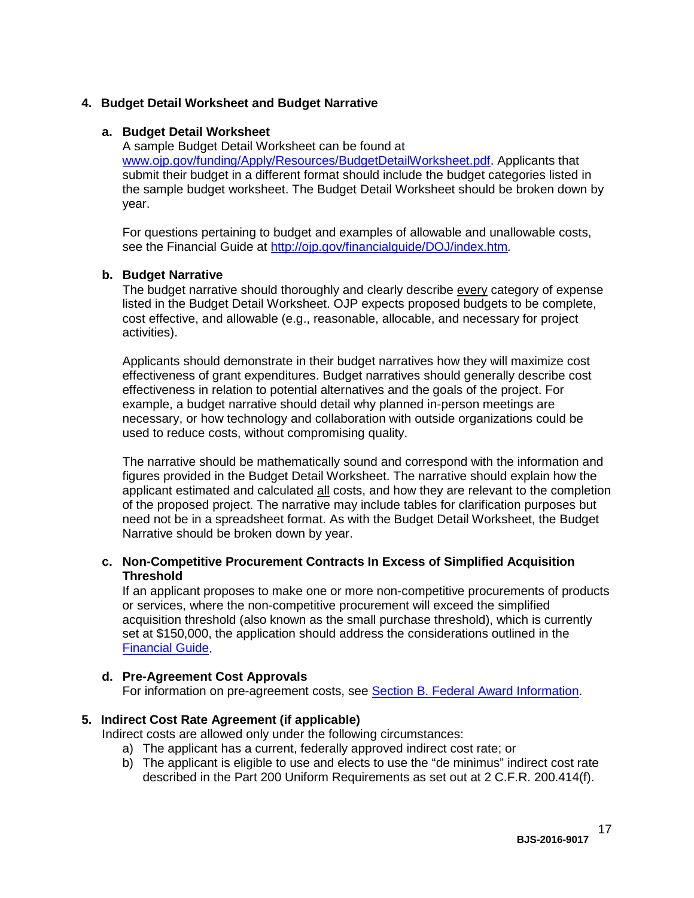## 4. Budget Detail Worksheet and Budget Narrative

### a. Budget Detail Worksheet

A sample Budget Detail Worksheet can be found at [www.ojp.gov/funding/Apply/Resources/BudgetDetailWorksheet.pdf](www.ojp.gov/funding/Apply/Resources/BudgetDetailWorksheet.pdf). Applicants that submit their budget in a different format should include the budget categories listed in the sample budget worksheet. The Budget Detail Worksheet should be broken down by year.

For questions pertaining to budget and examples of allowable and unallowable costs, see the Financial Guide at [http://ojp.gov/financialguide/DOJ/index.htm](http://ojp.gov/financialguide/DOJ/index.htm).

### b. Budget Narrative

The budget narrative should thoroughly and clearly describe <u>every</u> category of expense listed in the Budget Detail Worksheet. OJP expects proposed budgets to be complete, cost effective, and allowable (e.g., reasonable, allocable, and necessary for project activities).

Applicants should demonstrate in their budget narratives how they will maximize cost effectiveness of grant expenditures. Budget narratives should generally describe cost effectiveness in relation to potential alternatives and the goals of the project. For example, a budget narrative should detail why planned in-person meetings are necessary, or how technology and collaboration with outside organizations could be used to reduce costs, without compromising quality.

The narrative should be mathematically sound and correspond with the information and figures provided in the Budget Detail Worksheet. The narrative should explain how the applicant estimated and calculated <u>all</u> costs, and how they are relevant to the completion of the proposed project. The narrative may include tables for clarification purposes but need not be in a spreadsheet format. As with the Budget Detail Worksheet, the Budget Narrative should be broken down by year.

### c. Non-Competitive Procurement Contracts In Excess of Simplified Acquisition Threshold

If an applicant proposes to make one or more non-competitive procurements of products or services, where the non-competitive procurement will exceed the simplified acquisition threshold (also known as the small purchase threshold), which is currently set at $150,000, the application should address the considerations outlined in the Financial Guide.

### d. Pre-Agreement Cost Approvals

For information on pre-agreement costs, see Section B. Federal Award Information.

## 5. Indirect Cost Rate Agreement (if applicable)

Indirect costs are allowed only under the following circumstances:

a) The applicant has a current, federally approved indirect cost rate; or
b) The applicant is eligible to use and elects to use the "de minimus" indirect cost rate described in the Part 200 Uniform Requirements as set out at 2 C.F.R. 200.414(f).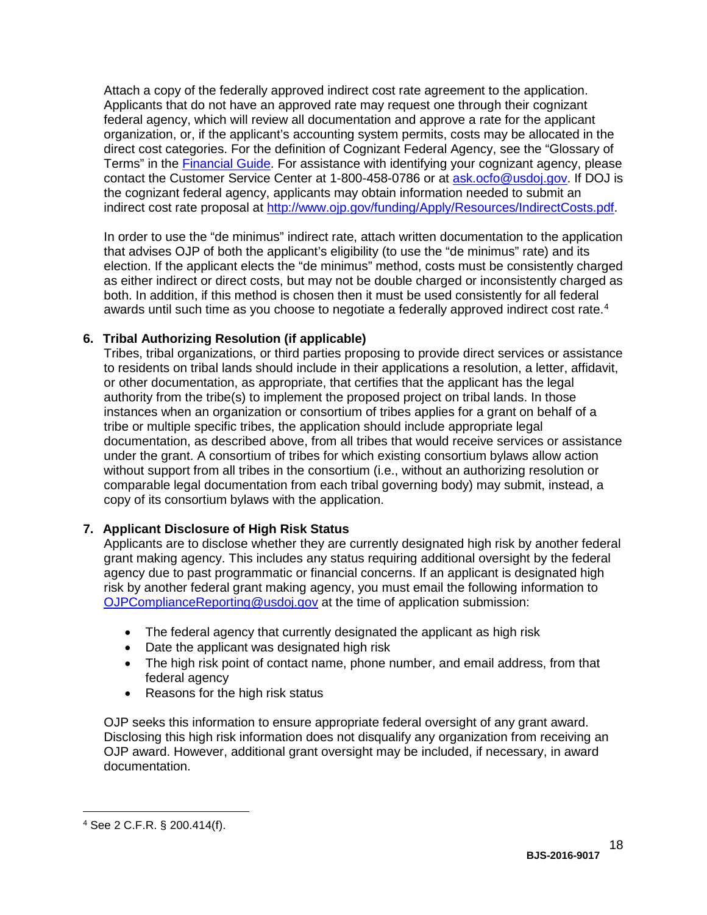Attach a copy of the federally approved indirect cost rate agreement to the application. Applicants that do not have an approved rate may request one through their cognizant federal agency, which will review all documentation and approve a rate for the applicant organization, or, if the applicant's accounting system permits, costs may be allocated in the direct cost categories. For the definition of Cognizant Federal Agency, see the "Glossary of Terms" in the [Financial Guide](). For assistance with identifying your cognizant agency, please contact the Customer Service Center at 1-800-458-0786 or at [ask.ocfo@usdoj.gov](mailto:ask.ocfo@usdoj.gov). If DOJ is the cognizant federal agency, applicants may obtain information needed to submit an indirect cost rate proposal at [http://www.ojp.gov/funding/Apply/Resources/IndirectCosts.pdf](http://www.ojp.gov/funding/Apply/Resources/IndirectCosts.pdf).

In order to use the "de minimus" indirect rate, attach written documentation to the application that advises OJP of both the applicant's eligibility (to use the "de minimus" rate) and its election. If the applicant elects the "de minimus" method, costs must be consistently charged as either indirect or direct costs, but may not be double charged or inconsistently charged as both. In addition, if this method is chosen then it must be used consistently for all federal awards until such time as you choose to negotiate a federally approved indirect cost rate.[4]

**6. Tribal Authorizing Resolution (if applicable)**

Tribes, tribal organizations, or third parties proposing to provide direct services or assistance to residents on tribal lands should include in their applications a resolution, a letter, affidavit, or other documentation, as appropriate, that certifies that the applicant has the legal authority from the tribe(s) to implement the proposed project on tribal lands. In those instances when an organization or consortium of tribes applies for a grant on behalf of a tribe or multiple specific tribes, the application should include appropriate legal documentation, as described above, from all tribes that would receive services or assistance under the grant. A consortium of tribes for which existing consortium bylaws allow action without support from all tribes in the consortium (i.e., without an authorizing resolution or comparable legal documentation from each tribal governing body) may submit, instead, a copy of its consortium bylaws with the application.

**7. Applicant Disclosure of High Risk Status**

Applicants are to disclose whether they are currently designated high risk by another federal grant making agency. This includes any status requiring additional oversight by the federal agency due to past programmatic or financial concerns. If an applicant is designated high risk by another federal grant making agency, you must email the following information to [OJPComplianceReporting@usdoj.gov](mailto:OJPComplianceReporting@usdoj.gov) at the time of application submission:

- The federal agency that currently designated the applicant as high risk
- Date the applicant was designated high risk
- The high risk point of contact name, phone number, and email address, from that federal agency
- Reasons for the high risk status

OJP seeks this information to ensure appropriate federal oversight of any grant award. Disclosing this high risk information does not disqualify any organization from receiving an OJP award. However, additional grant oversight may be included, if necessary, in award documentation.

---

[4] See 2 C.F.R. § 200.414(f).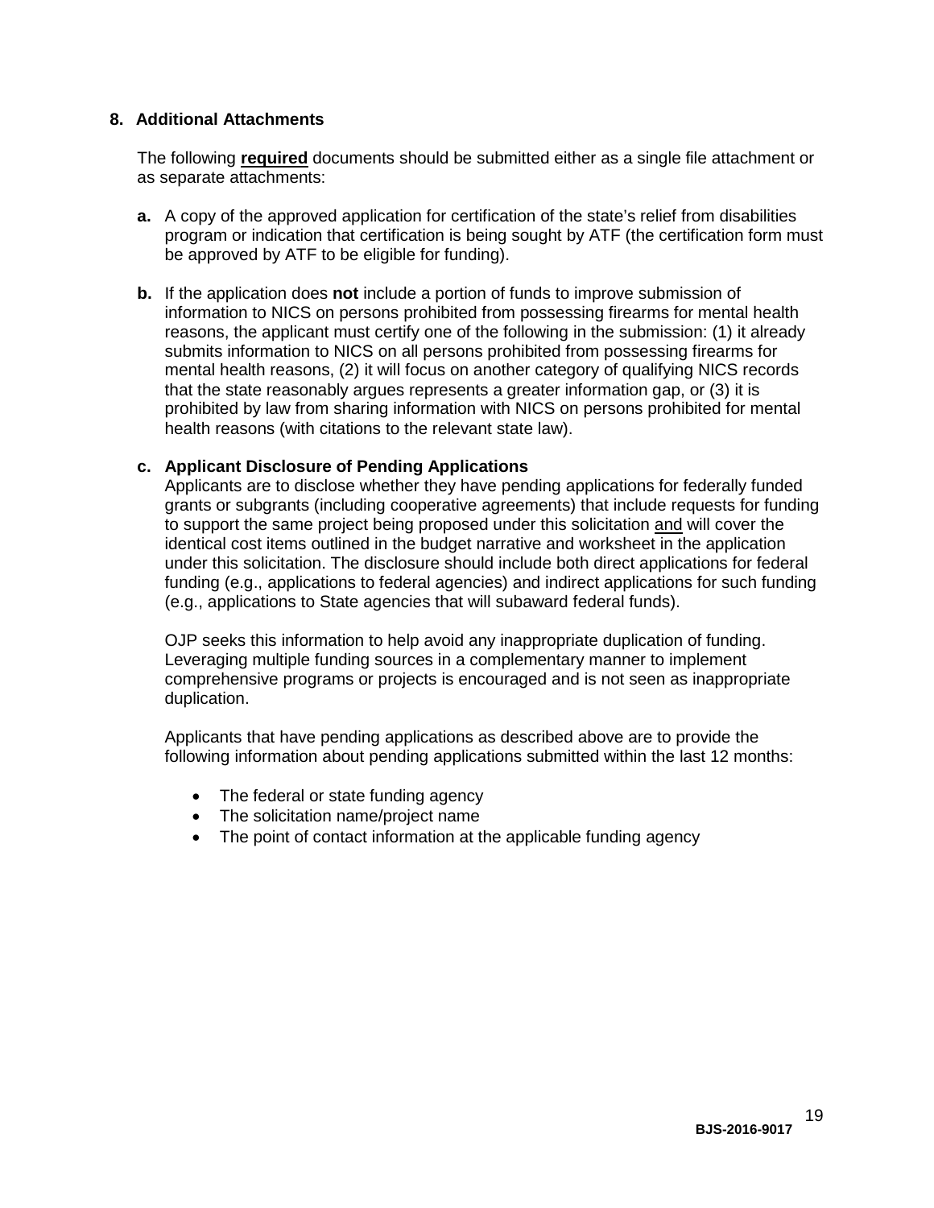## 8. Additional Attachments

The following **required** documents should be submitted either as a single file attachment or as separate attachments:

**a.** A copy of the approved application for certification of the state's relief from disabilities program or indication that certification is being sought by ATF (the certification form must be approved by ATF to be eligible for funding).

**b.** If the application does **not** include a portion of funds to improve submission of information to NICS on persons prohibited from possessing firearms for mental health reasons, the applicant must certify one of the following in the submission: (1) it already submits information to NICS on all persons prohibited from possessing firearms for mental health reasons, (2) it will focus on another category of qualifying NICS records that the state reasonably argues represents a greater information gap, or (3) it is prohibited by law from sharing information with NICS on persons prohibited for mental health reasons (with citations to the relevant state law).

**c. Applicant Disclosure of Pending Applications**

Applicants are to disclose whether they have pending applications for federally funded grants or subgrants (including cooperative agreements) that include requests for funding to support the same project being proposed under this solicitation and will cover the identical cost items outlined in the budget narrative and worksheet in the application under this solicitation. The disclosure should include both direct applications for federal funding (e.g., applications to federal agencies) and indirect applications for such funding (e.g., applications to State agencies that will subaward federal funds).

OJP seeks this information to help avoid any inappropriate duplication of funding. Leveraging multiple funding sources in a complementary manner to implement comprehensive programs or projects is encouraged and is not seen as inappropriate duplication.

Applicants that have pending applications as described above are to provide the following information about pending applications submitted within the last 12 months:

- The federal or state funding agency
- The solicitation name/project name
- The point of contact information at the applicable funding agency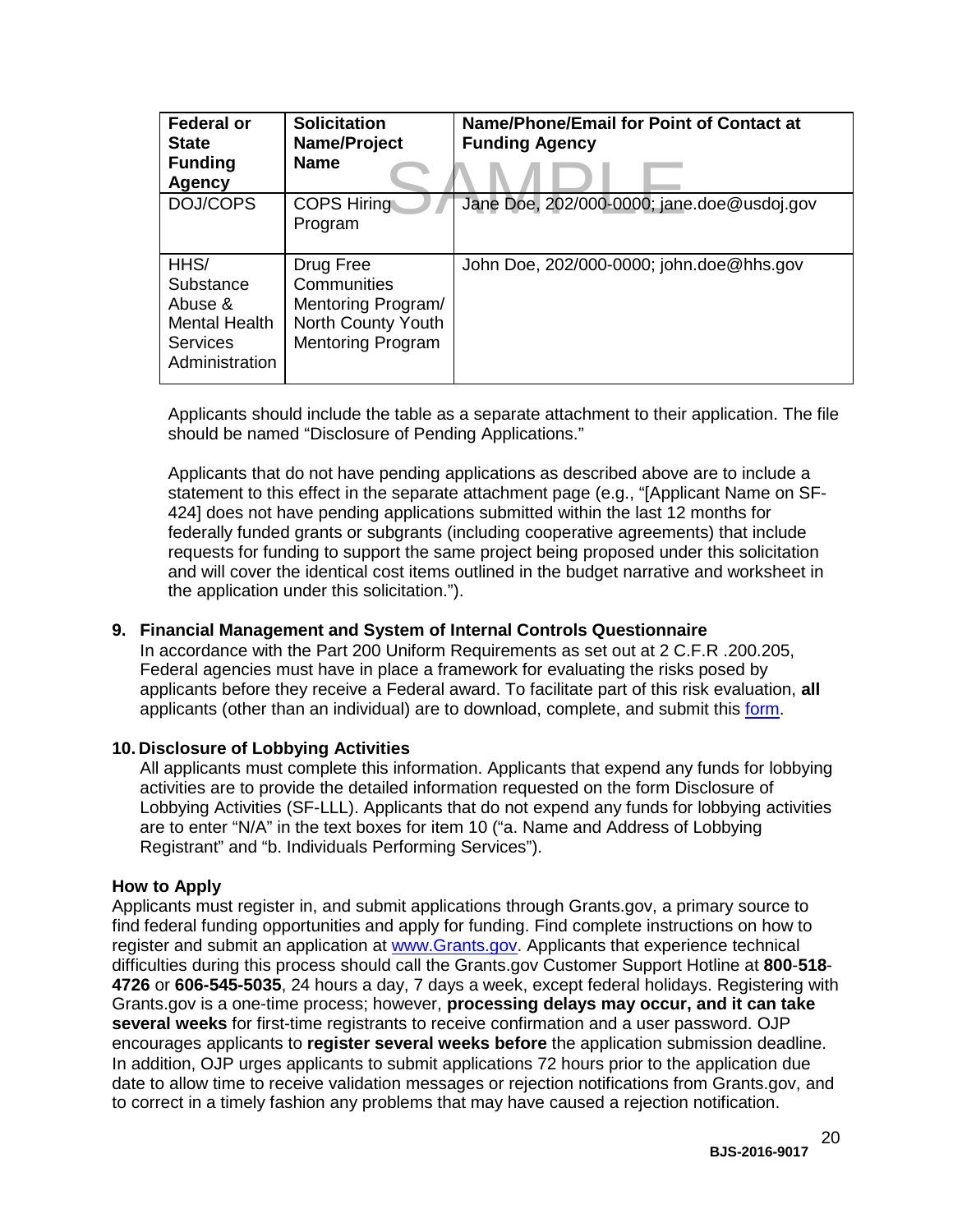| Federal or State Funding Agency | Solicitation Name/Project Name | Name/Phone/Email for Point of Contact at Funding Agency |
|---|---|---|
| DOJ/COPS | COPS Hiring Program | Jane Doe, 202/000-0000; jane.doe@usdoj.gov |
| HHS/ Substance Abuse & Mental Health Services Administration | Drug Free Communities Mentoring Program/ North County Youth Mentoring Program | John Doe, 202/000-0000; john.doe@hhs.gov |

Applicants should include the table as a separate attachment to their application. The file should be named "Disclosure of Pending Applications."

Applicants that do not have pending applications as described above are to include a statement to this effect in the separate attachment page (e.g., "[Applicant Name on SF-424] does not have pending applications submitted within the last 12 months for federally funded grants or subgrants (including cooperative agreements) that include requests for funding to support the same project being proposed under this solicitation and will cover the identical cost items outlined in the budget narrative and worksheet in the application under this solicitation.").

**9. Financial Management and System of Internal Controls Questionnaire**

In accordance with the Part 200 Uniform Requirements as set out at 2 C.F.R .200.205, Federal agencies must have in place a framework for evaluating the risks posed by applicants before they receive a Federal award. To facilitate part of this risk evaluation, **all** applicants (other than an individual) are to download, complete, and submit this form.

**10. Disclosure of Lobbying Activities**

All applicants must complete this information. Applicants that expend any funds for lobbying activities are to provide the detailed information requested on the form Disclosure of Lobbying Activities (SF-LLL). Applicants that do not expend any funds for lobbying activities are to enter "N/A" in the text boxes for item 10 ("a. Name and Address of Lobbying Registrant" and "b. Individuals Performing Services").

**How to Apply**

Applicants must register in, and submit applications through Grants.gov, a primary source to find federal funding opportunities and apply for funding. Find complete instructions on how to register and submit an application at www.Grants.gov. Applicants that experience technical difficulties during this process should call the Grants.gov Customer Support Hotline at **800**-**518**-**4726** or **606-545-5035**, 24 hours a day, 7 days a week, except federal holidays. Registering with Grants.gov is a one-time process; however, **processing delays may occur, and it can take several weeks** for first-time registrants to receive confirmation and a user password. OJP encourages applicants to **register several weeks before** the application submission deadline. In addition, OJP urges applicants to submit applications 72 hours prior to the application due date to allow time to receive validation messages or rejection notifications from Grants.gov, and to correct in a timely fashion any problems that may have caused a rejection notification.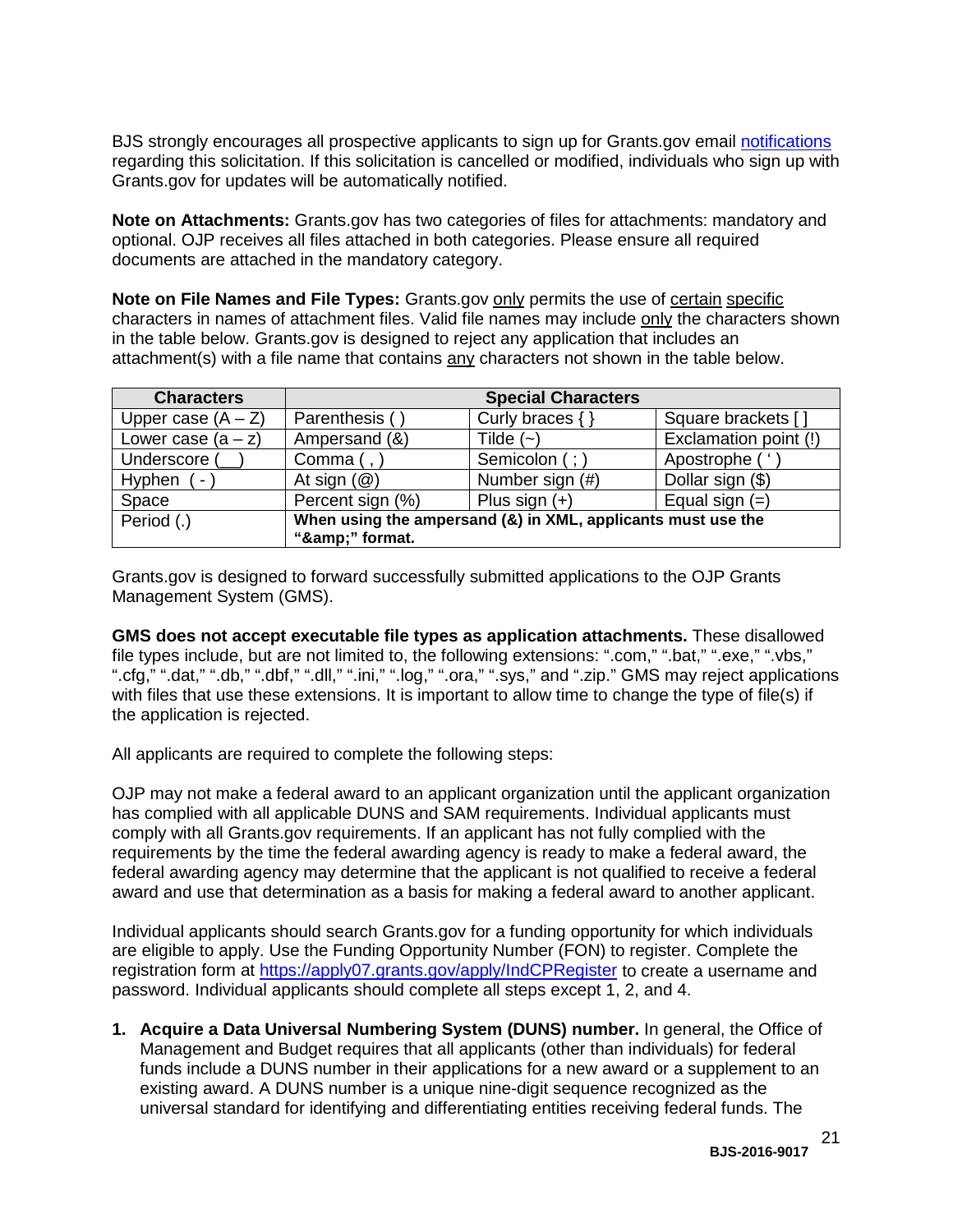BJS strongly encourages all prospective applicants to sign up for Grants.gov email notifications regarding this solicitation. If this solicitation is cancelled or modified, individuals who sign up with Grants.gov for updates will be automatically notified.

**Note on Attachments:** Grants.gov has two categories of files for attachments: mandatory and optional. OJP receives all files attached in both categories. Please ensure all required documents are attached in the mandatory category.

**Note on File Names and File Types:** Grants.gov only permits the use of certain specific characters in names of attachment files. Valid file names may include only the characters shown in the table below. Grants.gov is designed to reject any application that includes an attachment(s) with a file name that contains any characters not shown in the table below.

| Characters | Special Characters | | |
|---|---|---|---|
| Upper case (A – Z) | Parenthesis ( ) | Curly braces { } | Square brackets [ ] |
| Lower case (a – z) | Ampersand (&) | Tilde (~) | Exclamation point (!) |
| Underscore (__) | Comma ( , ) | Semicolon ( ; ) | Apostrophe ( ' ) |
| Hyphen ( - ) | At sign (@) | Number sign (#) | Dollar sign ($) |
| Space | Percent sign (%) | Plus sign (+) | Equal sign (=) |
| Period (.) | **When using the ampersand (&) in XML, applicants must use the "&amp;amp;" format.** | | |

Grants.gov is designed to forward successfully submitted applications to the OJP Grants Management System (GMS).

**GMS does not accept executable file types as application attachments.** These disallowed file types include, but are not limited to, the following extensions: ".com," ".bat," ".exe," ".vbs," ".cfg," ".dat," ".db," ".dbf," ".dll," ".ini," ".log," ".ora," ".sys," and ".zip." GMS may reject applications with files that use these extensions. It is important to allow time to change the type of file(s) if the application is rejected.

All applicants are required to complete the following steps:

OJP may not make a federal award to an applicant organization until the applicant organization has complied with all applicable DUNS and SAM requirements. Individual applicants must comply with all Grants.gov requirements. If an applicant has not fully complied with the requirements by the time the federal awarding agency is ready to make a federal award, the federal awarding agency may determine that the applicant is not qualified to receive a federal award and use that determination as a basis for making a federal award to another applicant.

Individual applicants should search Grants.gov for a funding opportunity for which individuals are eligible to apply. Use the Funding Opportunity Number (FON) to register. Complete the registration form at https://apply07.grants.gov/apply/IndCPRegister to create a username and password. Individual applicants should complete all steps except 1, 2, and 4.

1. **Acquire a Data Universal Numbering System (DUNS) number.** In general, the Office of Management and Budget requires that all applicants (other than individuals) for federal funds include a DUNS number in their applications for a new award or a supplement to an existing award. A DUNS number is a unique nine-digit sequence recognized as the universal standard for identifying and differentiating entities receiving federal funds. The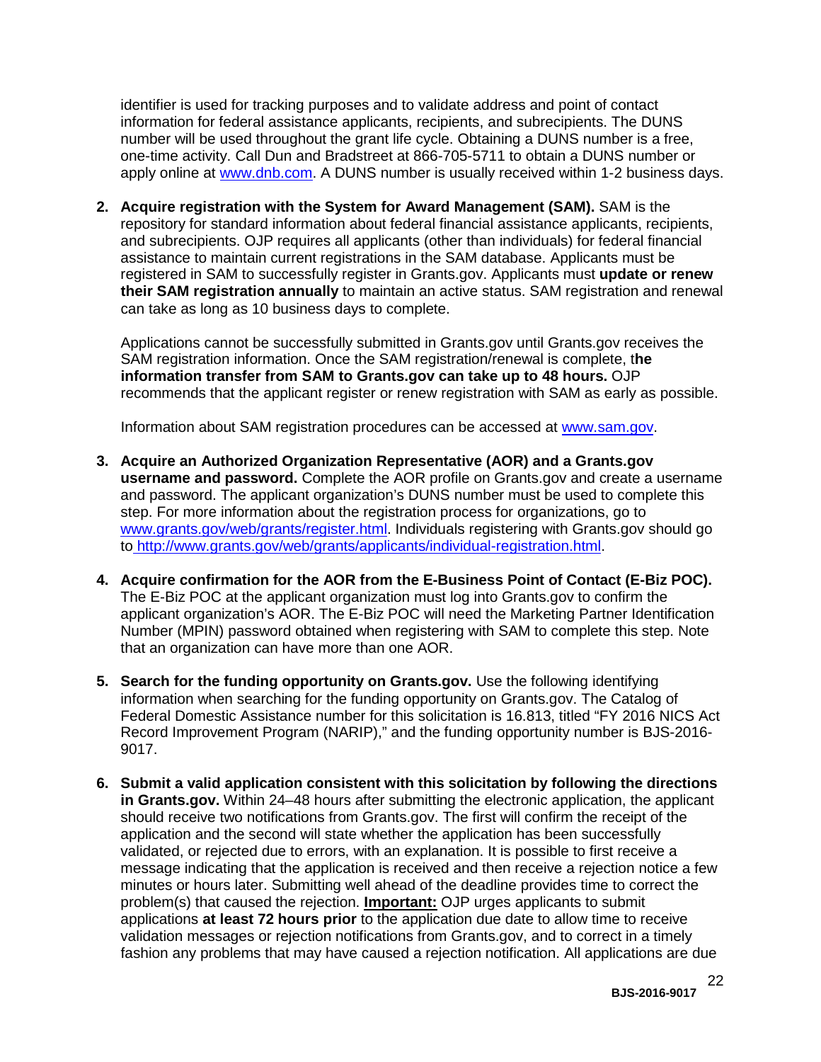identifier is used for tracking purposes and to validate address and point of contact information for federal assistance applicants, recipients, and subrecipients. The DUNS number will be used throughout the grant life cycle. Obtaining a DUNS number is a free, one-time activity. Call Dun and Bradstreet at 866-705-5711 to obtain a DUNS number or apply online at [www.dnb.com](www.dnb.com). A DUNS number is usually received within 1-2 business days.

2. **Acquire registration with the System for Award Management (SAM).** SAM is the repository for standard information about federal financial assistance applicants, recipients, and subrecipients. OJP requires all applicants (other than individuals) for federal financial assistance to maintain current registrations in the SAM database. Applicants must be registered in SAM to successfully register in Grants.gov. Applicants must **update or renew their SAM registration annually** to maintain an active status. SAM registration and renewal can take as long as 10 business days to complete.

   Applications cannot be successfully submitted in Grants.gov until Grants.gov receives the SAM registration information. Once the SAM registration/renewal is complete, t**he information transfer from SAM to Grants.gov can take up to 48 hours.** OJP recommends that the applicant register or renew registration with SAM as early as possible.

   Information about SAM registration procedures can be accessed at [www.sam.gov](www.sam.gov).

3. **Acquire an Authorized Organization Representative (AOR) and a Grants.gov username and password.** Complete the AOR profile on Grants.gov and create a username and password. The applicant organization's DUNS number must be used to complete this step. For more information about the registration process for organizations, go to [www.grants.gov/web/grants/register.html](www.grants.gov/web/grants/register.html). Individuals registering with Grants.gov should go to [http://www.grants.gov/web/grants/applicants/individual-registration.html](http://www.grants.gov/web/grants/applicants/individual-registration.html).

4. **Acquire confirmation for the AOR from the E-Business Point of Contact (E-Biz POC).** The E-Biz POC at the applicant organization must log into Grants.gov to confirm the applicant organization's AOR. The E-Biz POC will need the Marketing Partner Identification Number (MPIN) password obtained when registering with SAM to complete this step. Note that an organization can have more than one AOR.

5. **Search for the funding opportunity on Grants.gov.** Use the following identifying information when searching for the funding opportunity on Grants.gov. The Catalog of Federal Domestic Assistance number for this solicitation is 16.813, titled "FY 2016 NICS Act Record Improvement Program (NARIP)," and the funding opportunity number is BJS-2016-9017.

6. **Submit a valid application consistent with this solicitation by following the directions in Grants.gov.** Within 24–48 hours after submitting the electronic application, the applicant should receive two notifications from Grants.gov. The first will confirm the receipt of the application and the second will state whether the application has been successfully validated, or rejected due to errors, with an explanation. It is possible to first receive a message indicating that the application is received and then receive a rejection notice a few minutes or hours later. Submitting well ahead of the deadline provides time to correct the problem(s) that caused the rejection. **Important:** OJP urges applicants to submit applications **at least 72 hours prior** to the application due date to allow time to receive validation messages or rejection notifications from Grants.gov, and to correct in a timely fashion any problems that may have caused a rejection notification. All applications are due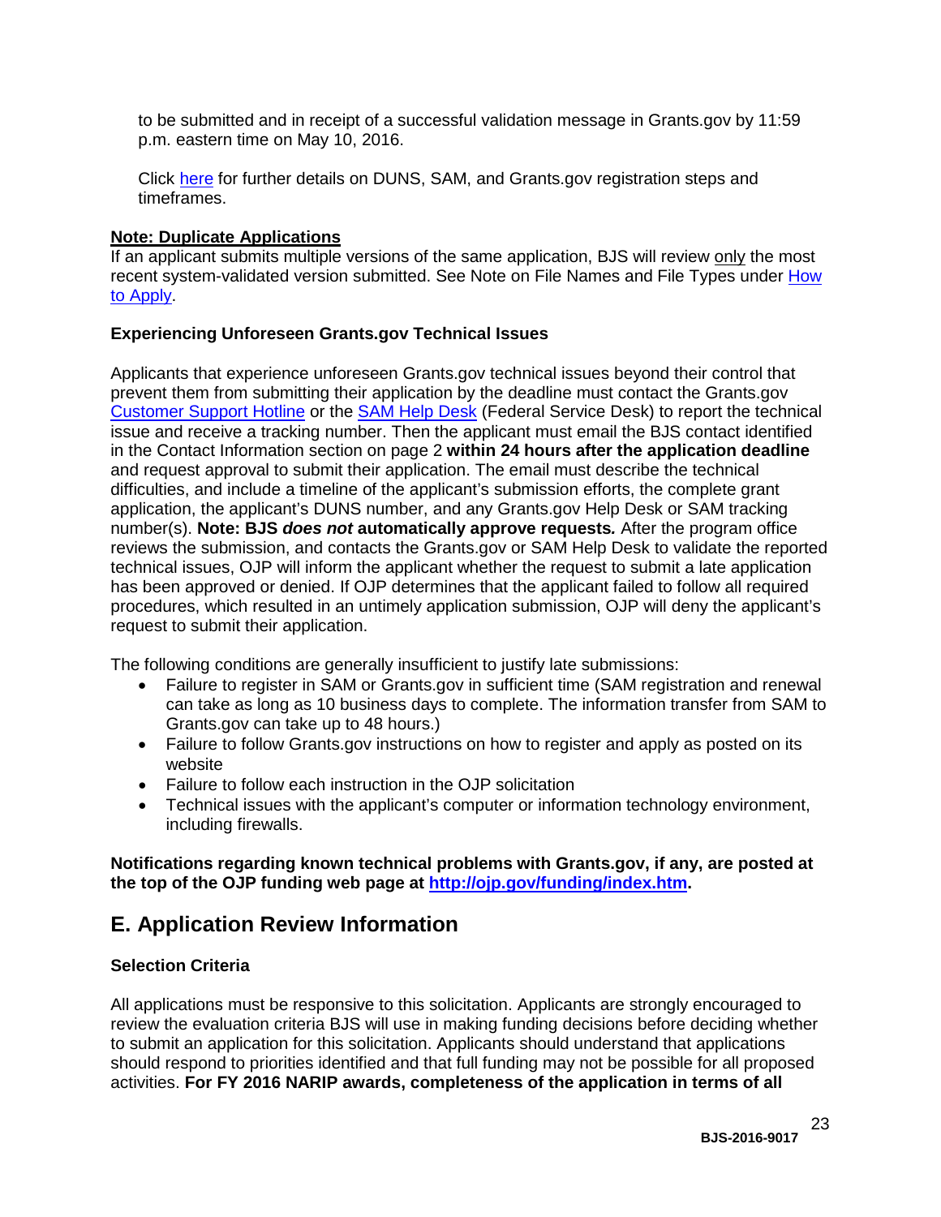to be submitted and in receipt of a successful validation message in Grants.gov by 11:59 p.m. eastern time on May 10, 2016.

Click [here](#) for further details on DUNS, SAM, and Grants.gov registration steps and timeframes.

**Note: Duplicate Applications**
If an applicant submits multiple versions of the same application, BJS will review only the most recent system-validated version submitted. See Note on File Names and File Types under [How to Apply](#).

**Experiencing Unforeseen Grants.gov Technical Issues**

Applicants that experience unforeseen Grants.gov technical issues beyond their control that prevent them from submitting their application by the deadline must contact the Grants.gov [Customer Support Hotline](#) or the [SAM Help Desk](#) (Federal Service Desk) to report the technical issue and receive a tracking number. Then the applicant must email the BJS contact identified in the Contact Information section on page 2 **within 24 hours after the application deadline** and request approval to submit their application. The email must describe the technical difficulties, and include a timeline of the applicant's submission efforts, the complete grant application, the applicant's DUNS number, and any Grants.gov Help Desk or SAM tracking number(s). **Note: BJS *does not* automatically approve requests*.*** After the program office reviews the submission, and contacts the Grants.gov or SAM Help Desk to validate the reported technical issues, OJP will inform the applicant whether the request to submit a late application has been approved or denied. If OJP determines that the applicant failed to follow all required procedures, which resulted in an untimely application submission, OJP will deny the applicant's request to submit their application.

The following conditions are generally insufficient to justify late submissions:

- Failure to register in SAM or Grants.gov in sufficient time (SAM registration and renewal can take as long as 10 business days to complete. The information transfer from SAM to Grants.gov can take up to 48 hours.)
- Failure to follow Grants.gov instructions on how to register and apply as posted on its website
- Failure to follow each instruction in the OJP solicitation
- Technical issues with the applicant's computer or information technology environment, including firewalls.

**Notifications regarding known technical problems with Grants.gov, if any, are posted at the top of the OJP funding web page at [http://ojp.gov/funding/index.htm](http://ojp.gov/funding/index.htm).**

## E. Application Review Information

**Selection Criteria**

All applications must be responsive to this solicitation. Applicants are strongly encouraged to review the evaluation criteria BJS will use in making funding decisions before deciding whether to submit an application for this solicitation. Applicants should understand that applications should respond to priorities identified and that full funding may not be possible for all proposed activities. **For FY 2016 NARIP awards, completeness of the application in terms of all**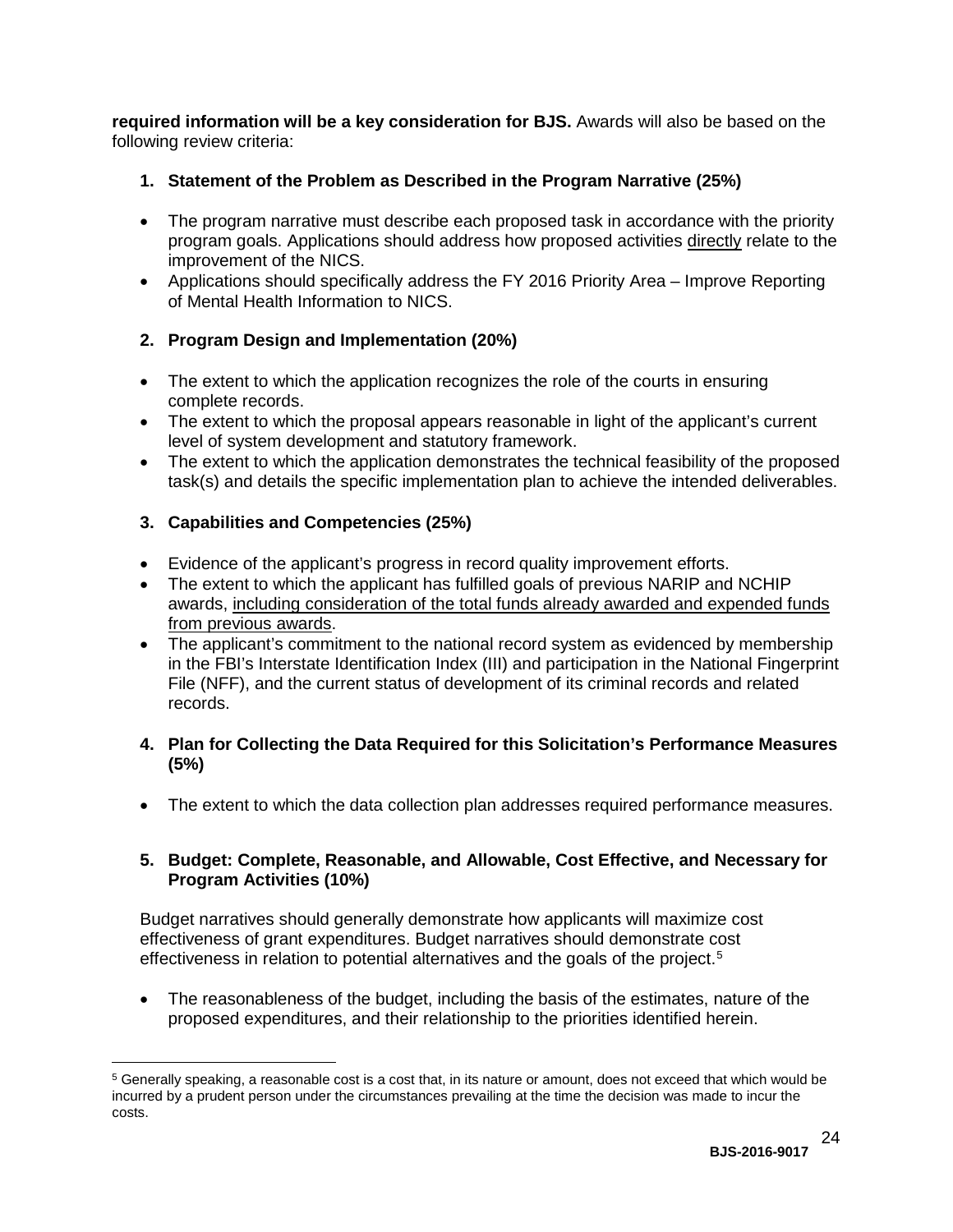**required information will be a key consideration for BJS.** Awards will also be based on the following review criteria:

1. **Statement of the Problem as Described in the Program Narrative (25%)**

- The program narrative must describe each proposed task in accordance with the priority program goals. Applications should address how proposed activities directly relate to the improvement of the NICS.
- Applications should specifically address the FY 2016 Priority Area – Improve Reporting of Mental Health Information to NICS.

2. **Program Design and Implementation (20%)**

- The extent to which the application recognizes the role of the courts in ensuring complete records.
- The extent to which the proposal appears reasonable in light of the applicant's current level of system development and statutory framework.
- The extent to which the application demonstrates the technical feasibility of the proposed task(s) and details the specific implementation plan to achieve the intended deliverables.

3. **Capabilities and Competencies (25%)**

- Evidence of the applicant's progress in record quality improvement efforts.
- The extent to which the applicant has fulfilled goals of previous NARIP and NCHIP awards, including consideration of the total funds already awarded and expended funds from previous awards.
- The applicant's commitment to the national record system as evidenced by membership in the FBI's Interstate Identification Index (III) and participation in the National Fingerprint File (NFF), and the current status of development of its criminal records and related records.

4. **Plan for Collecting the Data Required for this Solicitation's Performance Measures (5%)**

- The extent to which the data collection plan addresses required performance measures.

5. **Budget: Complete, Reasonable, and Allowable, Cost Effective, and Necessary for Program Activities (10%)**

Budget narratives should generally demonstrate how applicants will maximize cost effectiveness of grant expenditures. Budget narratives should demonstrate cost effectiveness in relation to potential alternatives and the goals of the project.[5]

- The reasonableness of the budget, including the basis of the estimates, nature of the proposed expenditures, and their relationship to the priorities identified herein.

[5] Generally speaking, a reasonable cost is a cost that, in its nature or amount, does not exceed that which would be incurred by a prudent person under the circumstances prevailing at the time the decision was made to incur the costs.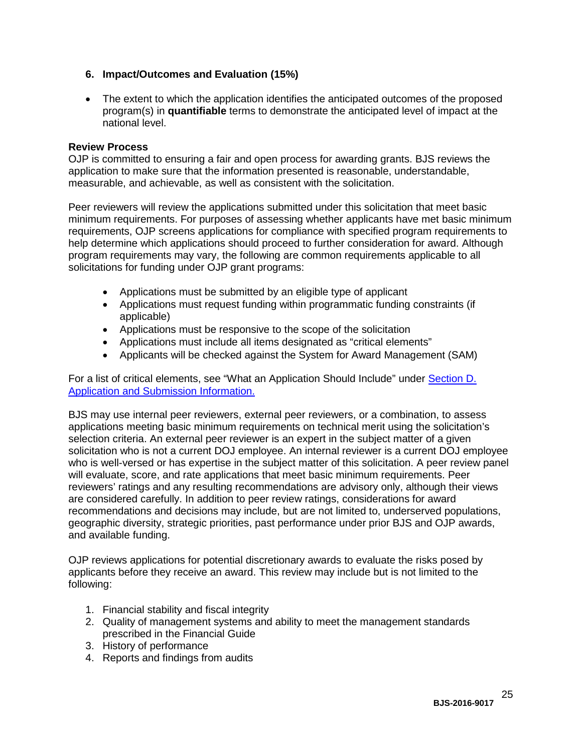**6. Impact/Outcomes and Evaluation (15%)**

- The extent to which the application identifies the anticipated outcomes of the proposed program(s) in **quantifiable** terms to demonstrate the anticipated level of impact at the national level.

**Review Process**

OJP is committed to ensuring a fair and open process for awarding grants. BJS reviews the application to make sure that the information presented is reasonable, understandable, measurable, and achievable, as well as consistent with the solicitation.

Peer reviewers will review the applications submitted under this solicitation that meet basic minimum requirements. For purposes of assessing whether applicants have met basic minimum requirements, OJP screens applications for compliance with specified program requirements to help determine which applications should proceed to further consideration for award. Although program requirements may vary, the following are common requirements applicable to all solicitations for funding under OJP grant programs:

- Applications must be submitted by an eligible type of applicant
- Applications must request funding within programmatic funding constraints (if applicable)
- Applications must be responsive to the scope of the solicitation
- Applications must include all items designated as "critical elements"
- Applicants will be checked against the System for Award Management (SAM)

For a list of critical elements, see "What an Application Should Include" under [Section D. Application and Submission Information.]()

BJS may use internal peer reviewers, external peer reviewers, or a combination, to assess applications meeting basic minimum requirements on technical merit using the solicitation's selection criteria. An external peer reviewer is an expert in the subject matter of a given solicitation who is not a current DOJ employee. An internal reviewer is a current DOJ employee who is well-versed or has expertise in the subject matter of this solicitation. A peer review panel will evaluate, score, and rate applications that meet basic minimum requirements. Peer reviewers' ratings and any resulting recommendations are advisory only, although their views are considered carefully. In addition to peer review ratings, considerations for award recommendations and decisions may include, but are not limited to, underserved populations, geographic diversity, strategic priorities, past performance under prior BJS and OJP awards, and available funding.

OJP reviews applications for potential discretionary awards to evaluate the risks posed by applicants before they receive an award. This review may include but is not limited to the following:

1. Financial stability and fiscal integrity
2. Quality of management systems and ability to meet the management standards prescribed in the Financial Guide
3. History of performance
4. Reports and findings from audits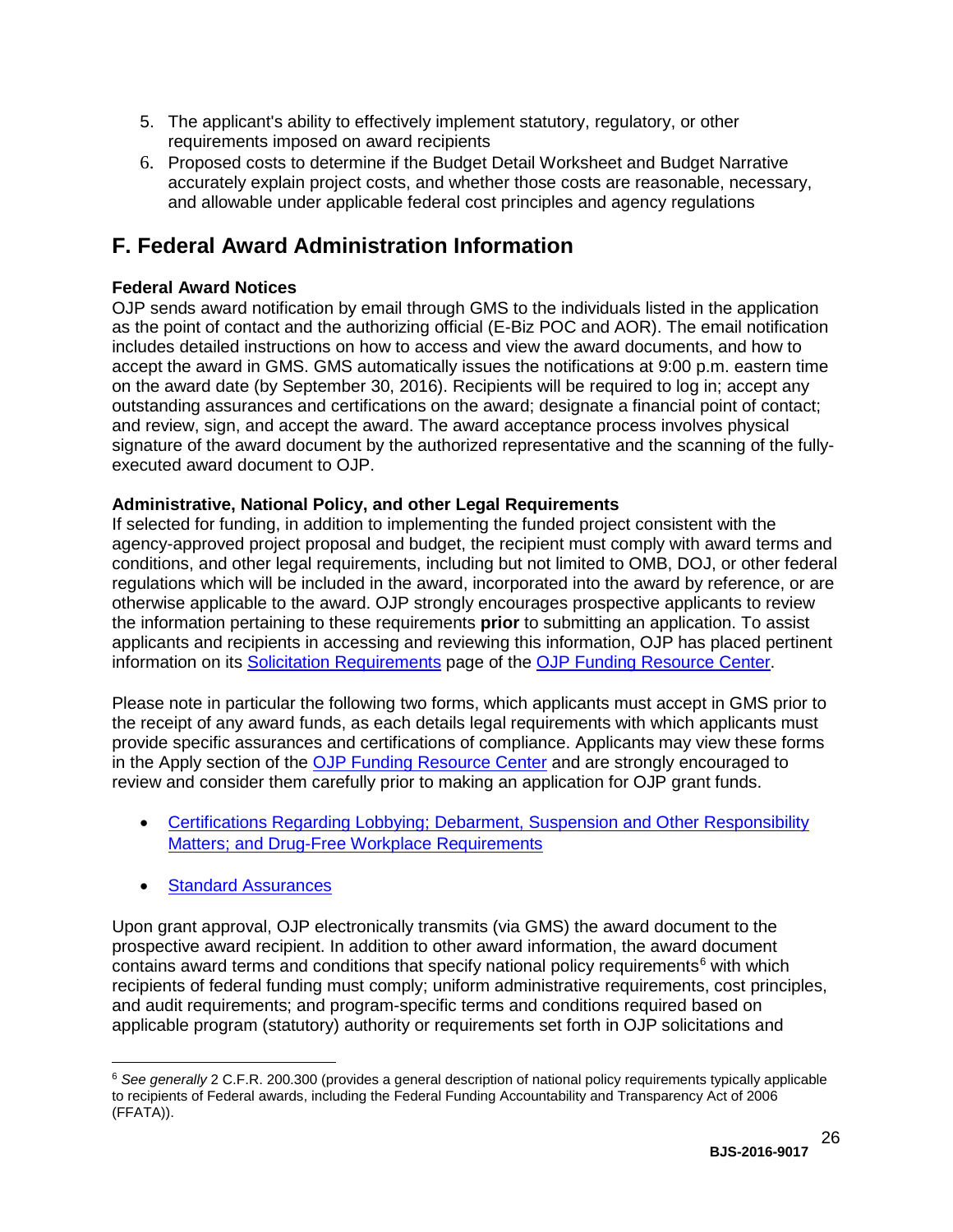5. The applicant's ability to effectively implement statutory, regulatory, or other requirements imposed on award recipients
6. Proposed costs to determine if the Budget Detail Worksheet and Budget Narrative accurately explain project costs, and whether those costs are reasonable, necessary, and allowable under applicable federal cost principles and agency regulations

## F. Federal Award Administration Information

**Federal Award Notices**
OJP sends award notification by email through GMS to the individuals listed in the application as the point of contact and the authorizing official (E-Biz POC and AOR). The email notification includes detailed instructions on how to access and view the award documents, and how to accept the award in GMS. GMS automatically issues the notifications at 9:00 p.m. eastern time on the award date (by September 30, 2016). Recipients will be required to log in; accept any outstanding assurances and certifications on the award; designate a financial point of contact; and review, sign, and accept the award. The award acceptance process involves physical signature of the award document by the authorized representative and the scanning of the fully-executed award document to OJP.

**Administrative, National Policy, and other Legal Requirements**
If selected for funding, in addition to implementing the funded project consistent with the agency-approved project proposal and budget, the recipient must comply with award terms and conditions, and other legal requirements, including but not limited to OMB, DOJ, or other federal regulations which will be included in the award, incorporated into the award by reference, or are otherwise applicable to the award. OJP strongly encourages prospective applicants to review the information pertaining to these requirements **prior** to submitting an application. To assist applicants and recipients in accessing and reviewing this information, OJP has placed pertinent information on its Solicitation Requirements page of the OJP Funding Resource Center.

Please note in particular the following two forms, which applicants must accept in GMS prior to the receipt of any award funds, as each details legal requirements with which applicants must provide specific assurances and certifications of compliance. Applicants may view these forms in the Apply section of the OJP Funding Resource Center and are strongly encouraged to review and consider them carefully prior to making an application for OJP grant funds.

- Certifications Regarding Lobbying; Debarment, Suspension and Other Responsibility Matters; and Drug-Free Workplace Requirements
- Standard Assurances

Upon grant approval, OJP electronically transmits (via GMS) the award document to the prospective award recipient. In addition to other award information, the award document contains award terms and conditions that specify national policy requirements[6] with which recipients of federal funding must comply; uniform administrative requirements, cost principles, and audit requirements; and program-specific terms and conditions required based on applicable program (statutory) authority or requirements set forth in OJP solicitations and

---

[6] *See generally* 2 C.F.R. 200.300 (provides a general description of national policy requirements typically applicable to recipients of Federal awards, including the Federal Funding Accountability and Transparency Act of 2006 (FFATA)).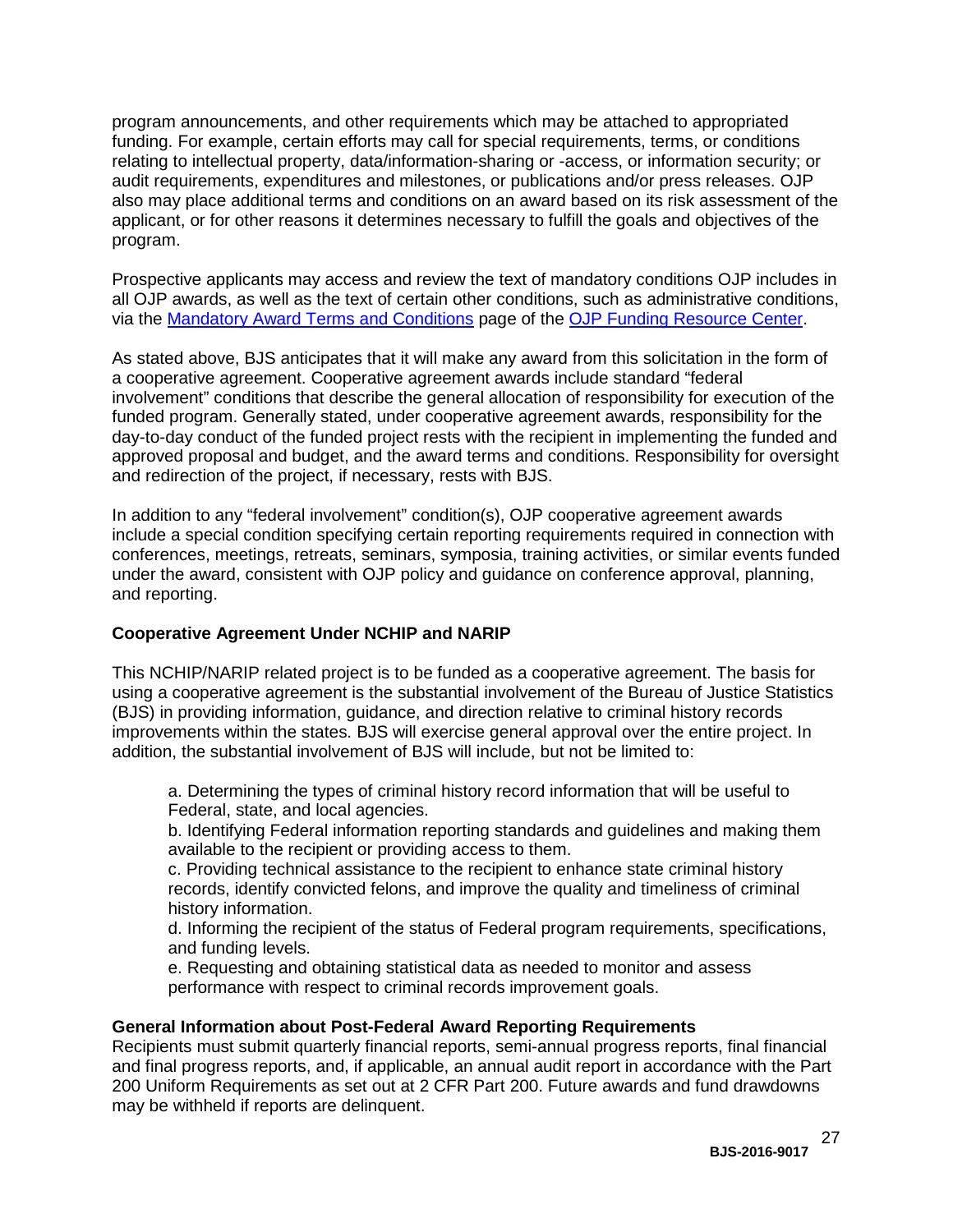program announcements, and other requirements which may be attached to appropriated funding. For example, certain efforts may call for special requirements, terms, or conditions relating to intellectual property, data/information-sharing or -access, or information security; or audit requirements, expenditures and milestones, or publications and/or press releases. OJP also may place additional terms and conditions on an award based on its risk assessment of the applicant, or for other reasons it determines necessary to fulfill the goals and objectives of the program.

Prospective applicants may access and review the text of mandatory conditions OJP includes in all OJP awards, as well as the text of certain other conditions, such as administrative conditions, via the [Mandatory Award Terms and Conditions] page of the [OJP Funding Resource Center].

As stated above, BJS anticipates that it will make any award from this solicitation in the form of a cooperative agreement. Cooperative agreement awards include standard "federal involvement" conditions that describe the general allocation of responsibility for execution of the funded program. Generally stated, under cooperative agreement awards, responsibility for the day-to-day conduct of the funded project rests with the recipient in implementing the funded and approved proposal and budget, and the award terms and conditions. Responsibility for oversight and redirection of the project, if necessary, rests with BJS.

In addition to any "federal involvement" condition(s), OJP cooperative agreement awards include a special condition specifying certain reporting requirements required in connection with conferences, meetings, retreats, seminars, symposia, training activities, or similar events funded under the award, consistent with OJP policy and guidance on conference approval, planning, and reporting.

**Cooperative Agreement Under NCHIP and NARIP**

This NCHIP/NARIP related project is to be funded as a cooperative agreement. The basis for using a cooperative agreement is the substantial involvement of the Bureau of Justice Statistics (BJS) in providing information, guidance, and direction relative to criminal history records improvements within the states. BJS will exercise general approval over the entire project. In addition, the substantial involvement of BJS will include, but not be limited to:

a. Determining the types of criminal history record information that will be useful to Federal, state, and local agencies.
b. Identifying Federal information reporting standards and guidelines and making them available to the recipient or providing access to them.
c. Providing technical assistance to the recipient to enhance state criminal history records, identify convicted felons, and improve the quality and timeliness of criminal history information.
d. Informing the recipient of the status of Federal program requirements, specifications, and funding levels.
e. Requesting and obtaining statistical data as needed to monitor and assess performance with respect to criminal records improvement goals.

**General Information about Post-Federal Award Reporting Requirements**

Recipients must submit quarterly financial reports, semi-annual progress reports, final financial and final progress reports, and, if applicable, an annual audit report in accordance with the Part 200 Uniform Requirements as set out at 2 CFR Part 200. Future awards and fund drawdowns may be withheld if reports are delinquent.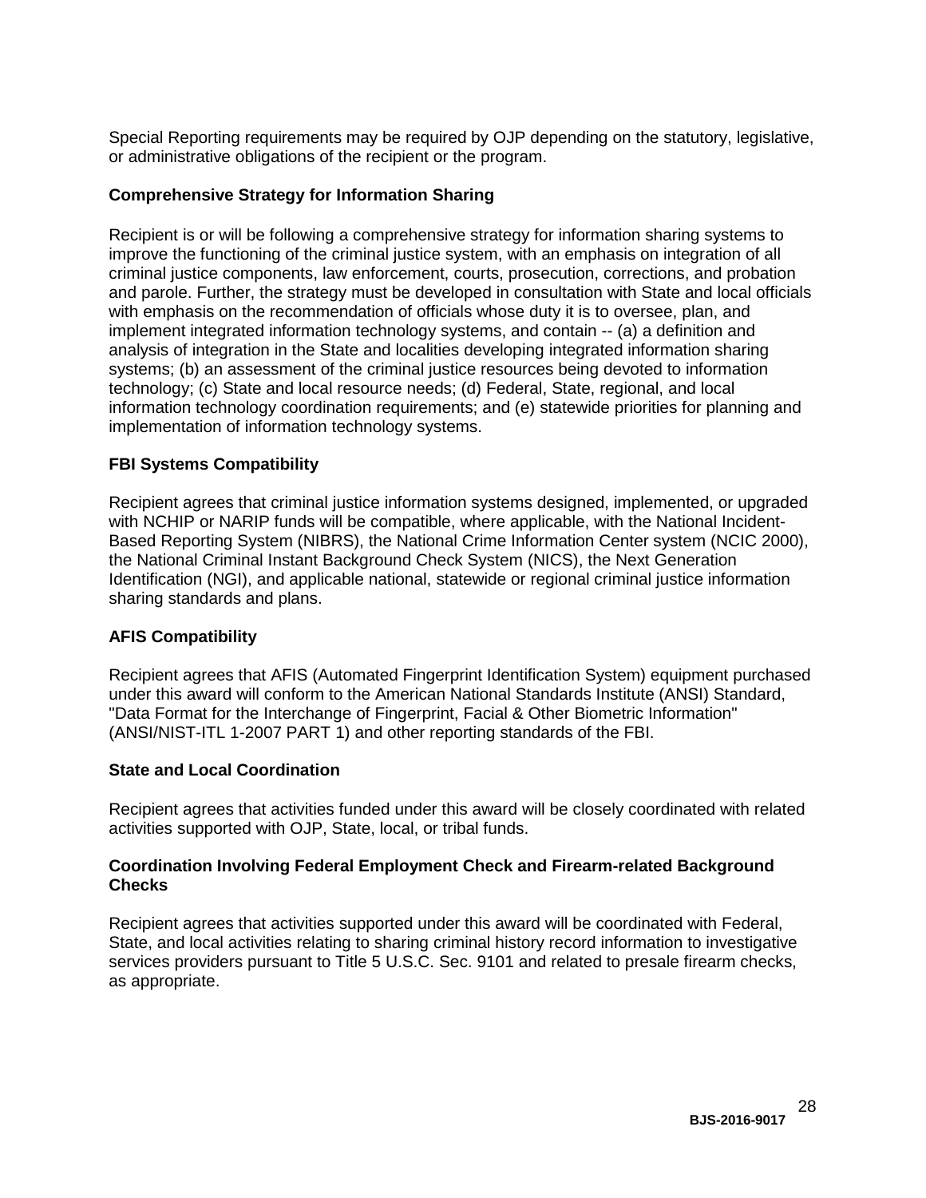Special Reporting requirements may be required by OJP depending on the statutory, legislative, or administrative obligations of the recipient or the program.

**Comprehensive Strategy for Information Sharing**

Recipient is or will be following a comprehensive strategy for information sharing systems to improve the functioning of the criminal justice system, with an emphasis on integration of all criminal justice components, law enforcement, courts, prosecution, corrections, and probation and parole. Further, the strategy must be developed in consultation with State and local officials with emphasis on the recommendation of officials whose duty it is to oversee, plan, and implement integrated information technology systems, and contain -- (a) a definition and analysis of integration in the State and localities developing integrated information sharing systems; (b) an assessment of the criminal justice resources being devoted to information technology; (c) State and local resource needs; (d) Federal, State, regional, and local information technology coordination requirements; and (e) statewide priorities for planning and implementation of information technology systems.

**FBI Systems Compatibility**

Recipient agrees that criminal justice information systems designed, implemented, or upgraded with NCHIP or NARIP funds will be compatible, where applicable, with the National Incident-Based Reporting System (NIBRS), the National Crime Information Center system (NCIC 2000), the National Criminal Instant Background Check System (NICS), the Next Generation Identification (NGI), and applicable national, statewide or regional criminal justice information sharing standards and plans.

**AFIS Compatibility**

Recipient agrees that AFIS (Automated Fingerprint Identification System) equipment purchased under this award will conform to the American National Standards Institute (ANSI) Standard, "Data Format for the Interchange of Fingerprint, Facial & Other Biometric Information" (ANSI/NIST-ITL 1-2007 PART 1) and other reporting standards of the FBI.

**State and Local Coordination**

Recipient agrees that activities funded under this award will be closely coordinated with related activities supported with OJP, State, local, or tribal funds.

**Coordination Involving Federal Employment Check and Firearm-related Background Checks**

Recipient agrees that activities supported under this award will be coordinated with Federal, State, and local activities relating to sharing criminal history record information to investigative services providers pursuant to Title 5 U.S.C. Sec. 9101 and related to presale firearm checks, as appropriate.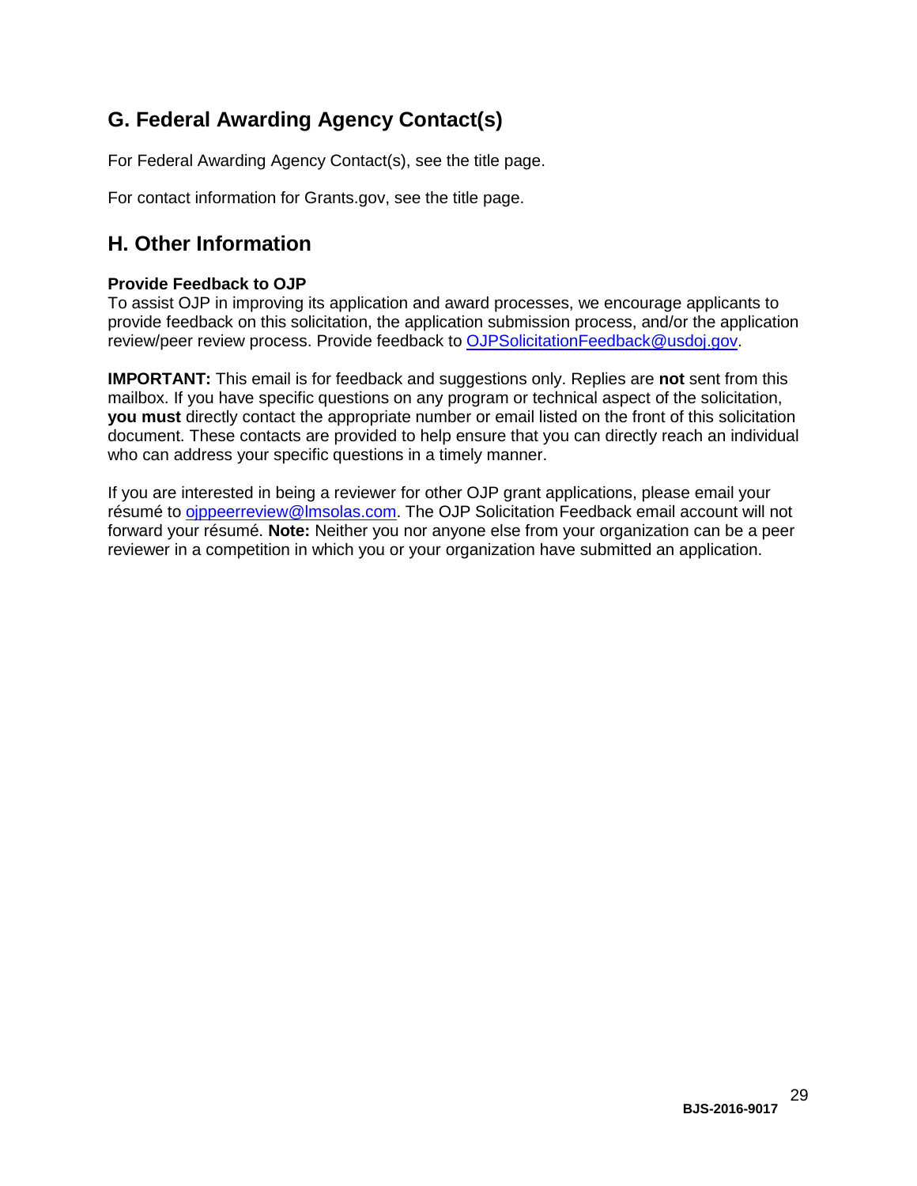## G. Federal Awarding Agency Contact(s)

For Federal Awarding Agency Contact(s), see the title page.

For contact information for Grants.gov, see the title page.

## H. Other Information

**Provide Feedback to OJP**
To assist OJP in improving its application and award processes, we encourage applicants to provide feedback on this solicitation, the application submission process, and/or the application review/peer review process. Provide feedback to OJPSolicitationFeedback@usdoj.gov.

**IMPORTANT:** This email is for feedback and suggestions only. Replies are **not** sent from this mailbox. If you have specific questions on any program or technical aspect of the solicitation, **you must** directly contact the appropriate number or email listed on the front of this solicitation document. These contacts are provided to help ensure that you can directly reach an individual who can address your specific questions in a timely manner.

If you are interested in being a reviewer for other OJP grant applications, please email your résumé to ojppeerreview@lmsolas.com. The OJP Solicitation Feedback email account will not forward your résumé. **Note:** Neither you nor anyone else from your organization can be a peer reviewer in a competition in which you or your organization have submitted an application.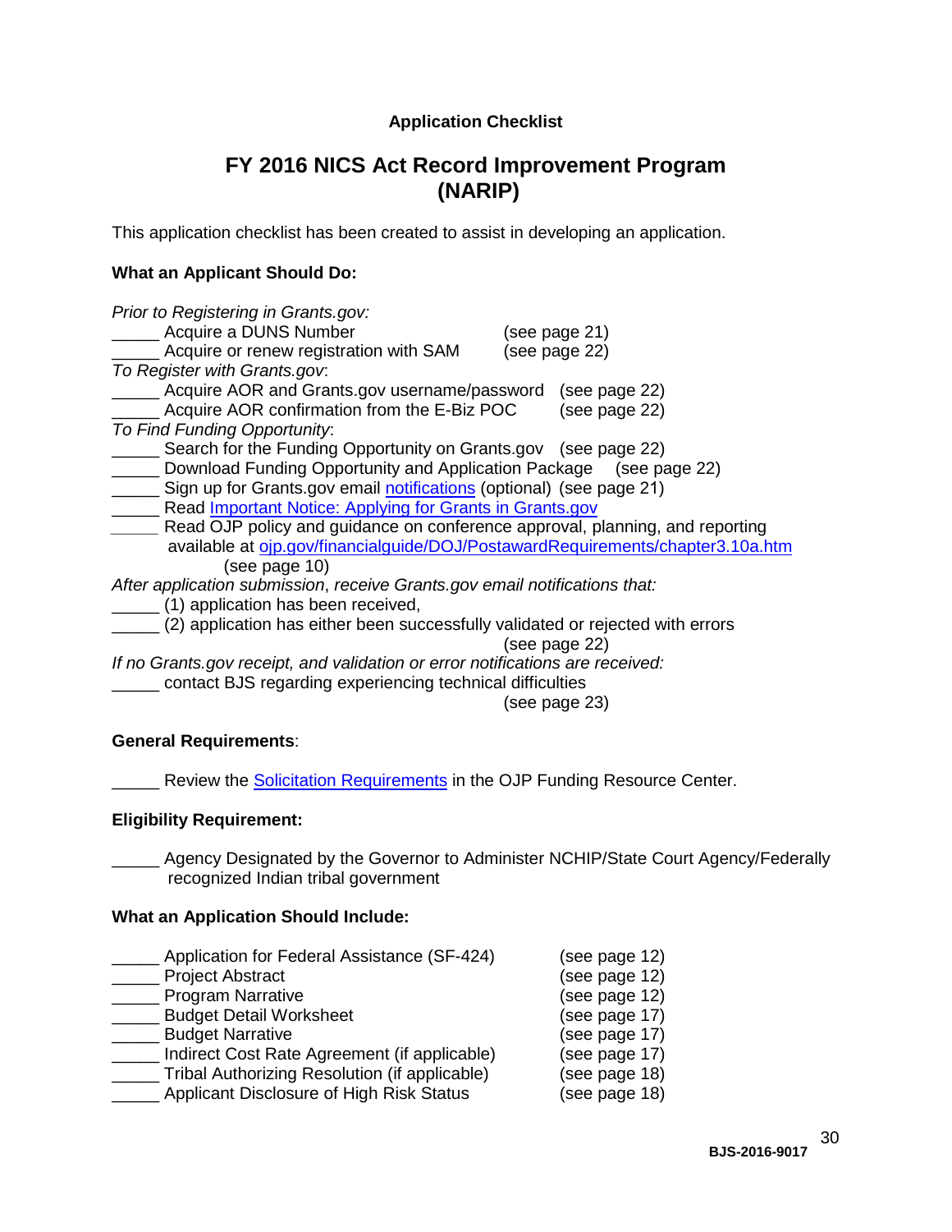**Application Checklist**

## FY 2016 NICS Act Record Improvement Program (NARIP)

This application checklist has been created to assist in developing an application.

**What an Applicant Should Do:**

*Prior to Registering in Grants.gov:*

_____ Acquire a DUNS Number (see page 21)
_____ Acquire or renew registration with SAM (see page 22)

*To Register with Grants.gov*:

_____ Acquire AOR and Grants.gov username/password (see page 22)
_____ Acquire AOR confirmation from the E-Biz POC (see page 22)

*To Find Funding Opportunity*:

_____ Search for the Funding Opportunity on Grants.gov (see page 22)
_____ Download Funding Opportunity and Application Package (see page 22)
_____ Sign up for Grants.gov email notifications (optional) (see page 21)
_____ Read Important Notice: Applying for Grants in Grants.gov
_____ Read OJP policy and guidance on conference approval, planning, and reporting available at ojp.gov/financialguide/DOJ/PostawardRequirements/chapter3.10a.htm (see page 10)

*After application submission*, *receive Grants.gov email notifications that:*

_____ (1) application has been received,
_____ (2) application has either been successfully validated or rejected with errors (see page 22)

*If no Grants.gov receipt, and validation or error notifications are received:*

_____ contact BJS regarding experiencing technical difficulties (see page 23)

**General Requirements**:

_____ Review the Solicitation Requirements in the OJP Funding Resource Center.

**Eligibility Requirement:**

_____ Agency Designated by the Governor to Administer NCHIP/State Court Agency/Federally recognized Indian tribal government

**What an Application Should Include:**

_____ Application for Federal Assistance (SF-424) (see page 12)
_____ Project Abstract (see page 12)
_____ Program Narrative (see page 12)
_____ Budget Detail Worksheet (see page 17)
_____ Budget Narrative (see page 17)
_____ Indirect Cost Rate Agreement (if applicable) (see page 17)
_____ Tribal Authorizing Resolution (if applicable) (see page 18)
_____ Applicant Disclosure of High Risk Status (see page 18)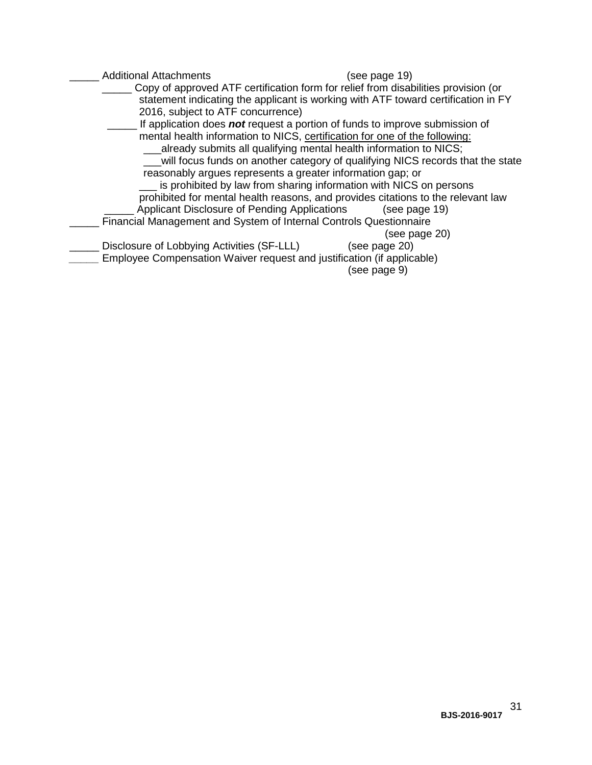_____ Additional Attachments (see page 19)

- _____ Copy of approved ATF certification form for relief from disabilities provision (or statement indicating the applicant is working with ATF toward certification in FY 2016, subject to ATF concurrence)
- _____ If application does ***not*** request a portion of funds to improve submission of mental health information to NICS, certification for one of the following:
  - ___already submits all qualifying mental health information to NICS;
  - ___will focus funds on another category of qualifying NICS records that the state reasonably argues represents a greater information gap; or
  - ___ is prohibited by law from sharing information with NICS on persons prohibited for mental health reasons, and provides citations to the relevant law
- _____ Applicant Disclosure of Pending Applications (see page 19)

_____ Financial Management and System of Internal Controls Questionnaire (see page 20)

_____ Disclosure of Lobbying Activities (SF-LLL) (see page 20)

_____ Employee Compensation Waiver request and justification (if applicable) (see page 9)